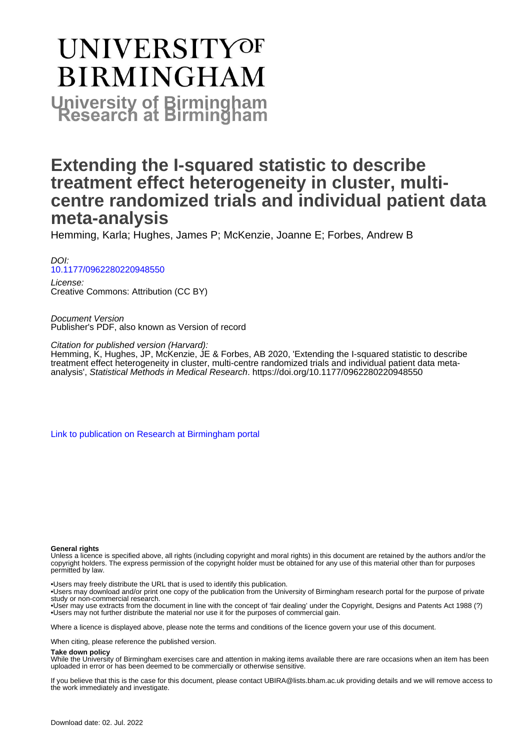# UNIVERSITY OF BIRMINGHAM

**University of Birmingham Research at Birmingham**

# Extending the I-squared statistic to describe treatment effect heterogeneity in cluster, multi-centre randomized trials and individual patient data meta-analysis

Hemming, Karla; Hughes, James P; McKenzie, Joanne E; Forbes, Andrew B

*DOI:*
[10.1177/0962280220948550](https://doi.org/10.1177/0962280220948550)

*License:*
Creative Commons: Attribution (CC BY)

*Document Version*
Publisher's PDF, also known as Version of record

*Citation for published version (Harvard):*
Hemming, K, Hughes, JP, McKenzie, JE & Forbes, AB 2020, 'Extending the I-squared statistic to describe treatment effect heterogeneity in cluster, multi-centre randomized trials and individual patient data meta-analysis', *Statistical Methods in Medical Research*. https://doi.org/10.1177/0962280220948550

[Link to publication on Research at Birmingham portal]

**General rights**
Unless a licence is specified above, all rights (including copyright and moral rights) in this document are retained by the authors and/or the copyright holders. The express permission of the copyright holder must be obtained for any use of this material other than for purposes permitted by law.

•Users may freely distribute the URL that is used to identify this publication.
•Users may download and/or print one copy of the publication from the University of Birmingham research portal for the purpose of private study or non-commercial research.
•User may use extracts from the document in line with the concept of 'fair dealing' under the Copyright, Designs and Patents Act 1988 (?)
•Users may not further distribute the material nor use it for the purposes of commercial gain.

Where a licence is displayed above, please note the terms and conditions of the licence govern your use of this document.

When citing, please reference the published version.

**Take down policy**
While the University of Birmingham exercises care and attention in making items available there are rare occasions when an item has been uploaded in error or has been deemed to be commercially or otherwise sensitive.

If you believe that this is the case for this document, please contact UBIRA@lists.bham.ac.uk providing details and we will remove access to the work immediately and investigate.

Download date: 02. Jul. 2022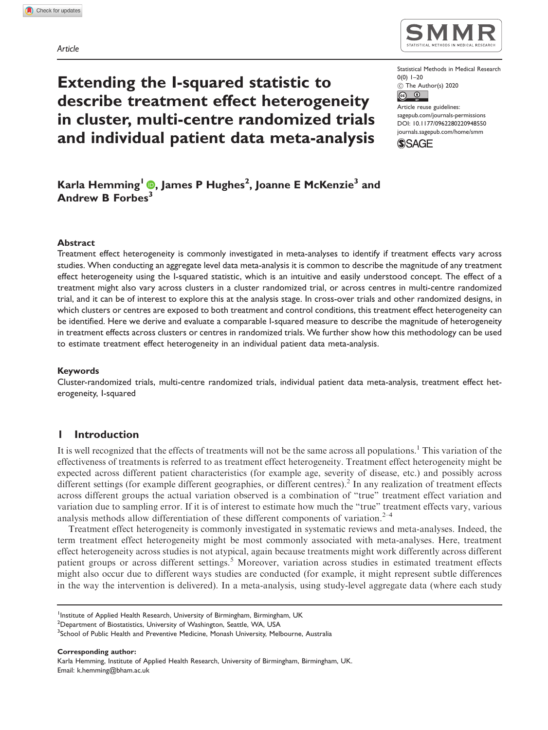Article

# Extending the I-squared statistic to describe treatment effect heterogeneity in cluster, multi-centre randomized trials and individual patient data meta-analysis

Statistical Methods in Medical Research
0(0) 1–20
© The Author(s) 2020
Article reuse guidelines:
sagepub.com/journals-permissions
DOI: 10.1177/0962280220948550
journals.sagepub.com/home/smm

**Karla Hemming[1], James P Hughes[2], Joanne E McKenzie[3] and Andrew B Forbes[3]**

## Abstract

Treatment effect heterogeneity is commonly investigated in meta-analyses to identify if treatment effects vary across studies. When conducting an aggregate level data meta-analysis it is common to describe the magnitude of any treatment effect heterogeneity using the I-squared statistic, which is an intuitive and easily understood concept. The effect of a treatment might also vary across clusters in a cluster randomized trial, or across centres in multi-centre randomized trial, and it can be of interest to explore this at the analysis stage. In cross-over trials and other randomized designs, in which clusters or centres are exposed to both treatment and control conditions, this treatment effect heterogeneity can be identified. Here we derive and evaluate a comparable I-squared measure to describe the magnitude of heterogeneity in treatment effects across clusters or centres in randomized trials. We further show how this methodology can be used to estimate treatment effect heterogeneity in an individual patient data meta-analysis.

## Keywords

Cluster-randomized trials, multi-centre randomized trials, individual patient data meta-analysis, treatment effect heterogeneity, I-squared

## 1 Introduction

It is well recognized that the effects of treatments will not be the same across all populations.[1] This variation of the effectiveness of treatments is referred to as treatment effect heterogeneity. Treatment effect heterogeneity might be expected across different patient characteristics (for example age, severity of disease, etc.) and possibly across different settings (for example different geographies, or different centres).[2] In any realization of treatment effects across different groups the actual variation observed is a combination of "true" treatment effect variation and variation due to sampling error. If it is of interest to estimate how much the "true" treatment effects vary, various analysis methods allow differentiation of these different components of variation.[2–4]

Treatment effect heterogeneity is commonly investigated in systematic reviews and meta-analyses. Indeed, the term treatment effect heterogeneity might be most commonly associated with meta-analyses. Here, treatment effect heterogeneity across studies is not atypical, again because treatments might work differently across different patient groups or across different settings.[5] Moreover, variation across studies in estimated treatment effects might also occur due to different ways studies are conducted (for example, it might represent subtle differences in the way the intervention is delivered). In a meta-analysis, using study-level aggregate data (where each study

[1]Institute of Applied Health Research, University of Birmingham, Birmingham, UK
[2]Department of Biostatistics, University of Washington, Seattle, WA, USA
[3]School of Public Health and Preventive Medicine, Monash University, Melbourne, Australia

**Corresponding author:**
Karla Hemming, Institute of Applied Health Research, University of Birmingham, Birmingham, UK.
Email: k.hemming@bham.ac.uk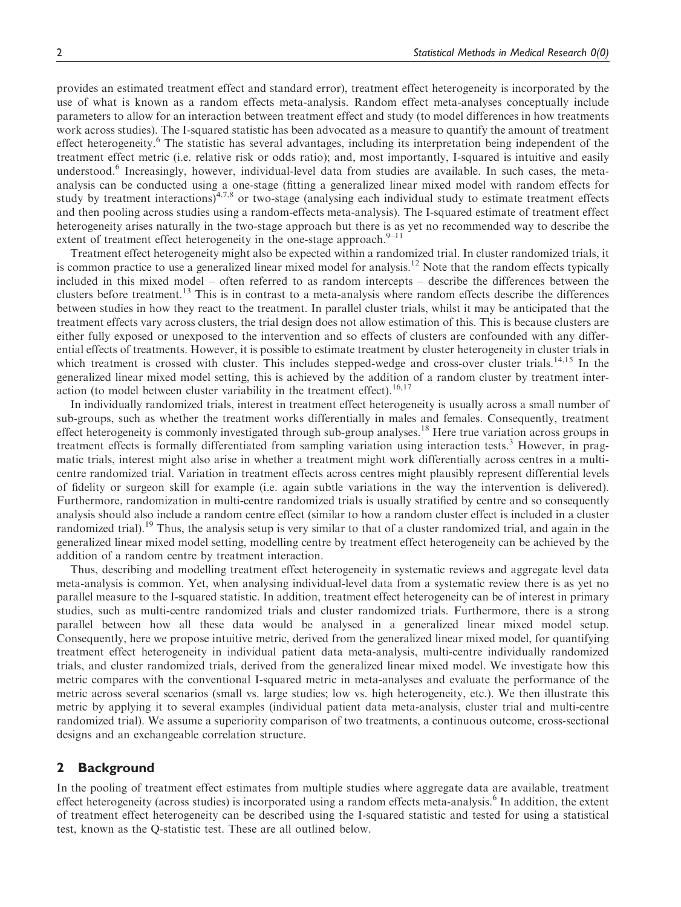provides an estimated treatment effect and standard error), treatment effect heterogeneity is incorporated by the use of what is known as a random effects meta-analysis. Random effect meta-analyses conceptually include parameters to allow for an interaction between treatment effect and study (to model differences in how treatments work across studies). The I-squared statistic has been advocated as a measure to quantify the amount of treatment effect heterogeneity.[6] The statistic has several advantages, including its interpretation being independent of the treatment effect metric (i.e. relative risk or odds ratio); and, most importantly, I-squared is intuitive and easily understood.[6] Increasingly, however, individual-level data from studies are available. In such cases, the meta-analysis can be conducted using a one-stage (fitting a generalized linear mixed model with random effects for study by treatment interactions)[4,7,8] or two-stage (analysing each individual study to estimate treatment effects and then pooling across studies using a random-effects meta-analysis). The I-squared estimate of treatment effect heterogeneity arises naturally in the two-stage approach but there is as yet no recommended way to describe the extent of treatment effect heterogeneity in the one-stage approach.[9–11]

Treatment effect heterogeneity might also be expected within a randomized trial. In cluster randomized trials, it is common practice to use a generalized linear mixed model for analysis.[12] Note that the random effects typically included in this mixed model – often referred to as random intercepts – describe the differences between the clusters before treatment.[13] This is in contrast to a meta-analysis where random effects describe the differences between studies in how they react to the treatment. In parallel cluster trials, whilst it may be anticipated that the treatment effects vary across clusters, the trial design does not allow estimation of this. This is because clusters are either fully exposed or unexposed to the intervention and so effects of clusters are confounded with any differential effects of treatments. However, it is possible to estimate treatment by cluster heterogeneity in cluster trials in which treatment is crossed with cluster. This includes stepped-wedge and cross-over cluster trials.[14,15] In the generalized linear mixed model setting, this is achieved by the addition of a random cluster by treatment interaction (to model between cluster variability in the treatment effect).[16,17]

In individually randomized trials, interest in treatment effect heterogeneity is usually across a small number of sub-groups, such as whether the treatment works differentially in males and females. Consequently, treatment effect heterogeneity is commonly investigated through sub-group analyses.[18] Here true variation across groups in treatment effects is formally differentiated from sampling variation using interaction tests.[3] However, in pragmatic trials, interest might also arise in whether a treatment might work differentially across centres in a multi-centre randomized trial. Variation in treatment effects across centres might plausibly represent differential levels of fidelity or surgeon skill for example (i.e. again subtle variations in the way the intervention is delivered). Furthermore, randomization in multi-centre randomized trials is usually stratified by centre and so consequently analysis should also include a random centre effect (similar to how a random cluster effect is included in a cluster randomized trial).[19] Thus, the analysis setup is very similar to that of a cluster randomized trial, and again in the generalized linear mixed model setting, modelling centre by treatment effect heterogeneity can be achieved by the addition of a random centre by treatment interaction.

Thus, describing and modelling treatment effect heterogeneity in systematic reviews and aggregate level data meta-analysis is common. Yet, when analysing individual-level data from a systematic review there is as yet no parallel measure to the I-squared statistic. In addition, treatment effect heterogeneity can be of interest in primary studies, such as multi-centre randomized trials and cluster randomized trials. Furthermore, there is a strong parallel between how all these data would be analysed in a generalized linear mixed model setup. Consequently, here we propose intuitive metric, derived from the generalized linear mixed model, for quantifying treatment effect heterogeneity in individual patient data meta-analysis, multi-centre individually randomized trials, and cluster randomized trials, derived from the generalized linear mixed model. We investigate how this metric compares with the conventional I-squared metric in meta-analyses and evaluate the performance of the metric across several scenarios (small vs. large studies; low vs. high heterogeneity, etc.). We then illustrate this metric by applying it to several examples (individual patient data meta-analysis, cluster trial and multi-centre randomized trial). We assume a superiority comparison of two treatments, a continuous outcome, cross-sectional designs and an exchangeable correlation structure.

## 2 Background

In the pooling of treatment effect estimates from multiple studies where aggregate data are available, treatment effect heterogeneity (across studies) is incorporated using a random effects meta-analysis.[6] In addition, the extent of treatment effect heterogeneity can be described using the I-squared statistic and tested for using a statistical test, known as the Q-statistic test. These are all outlined below.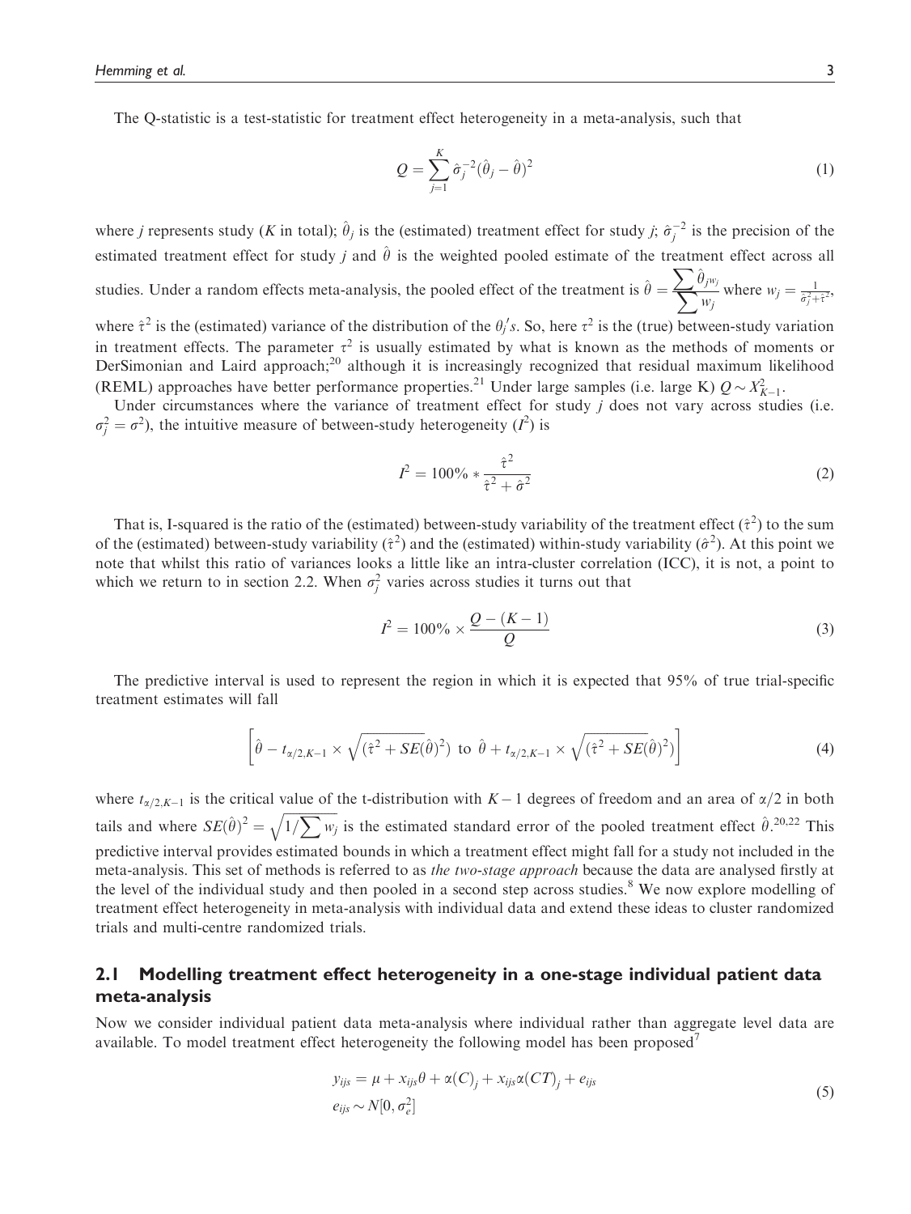The Q-statistic is a test-statistic for treatment effect heterogeneity in a meta-analysis, such that

$$Q = \sum_{j=1}^{K} \hat{\sigma}_j^{-2} (\hat{\theta}_j - \hat{\theta})^2 \tag{1}$$

where $j$ represents study ($K$ in total); $\hat{\theta}_j$ is the (estimated) treatment effect for study $j$; $\hat{\sigma}_j^{-2}$ is the precision of the estimated treatment effect for study $j$ and $\hat{\theta}$ is the weighted pooled estimate of the treatment effect across all studies. Under a random effects meta-analysis, the pooled effect of the treatment is $\hat{\theta} = \frac{\sum \hat{\theta}_{j w_j}}{\sum w_j}$ where $w_j = \frac{1}{\hat{\sigma}_j^2 + \hat{\tau}^2}$, where $\hat{\tau}^2$ is the (estimated) variance of the distribution of the $\theta_j' s$. So, here $\tau^2$ is the (true) between-study variation in treatment effects. The parameter $\tau^2$ is usually estimated by what is known as the methods of moments or DerSimonian and Laird approach;[20] although it is increasingly recognized that residual maximum likelihood (REML) approaches have better performance properties.[21] Under large samples (i.e. large K) $Q \sim X_{K-1}^2$.

Under circumstances where the variance of treatment effect for study $j$ does not vary across studies (i.e. $\sigma_j^2 = \sigma^2$), the intuitive measure of between-study heterogeneity ($I^2$) is

$$I^2 = 100\% * \frac{\hat{\tau}^2}{\hat{\tau}^2 + \hat{\sigma}^2} \tag{2}$$

That is, I-squared is the ratio of the (estimated) between-study variability of the treatment effect ($\hat{\tau}^2$) to the sum of the (estimated) between-study variability ($\hat{\tau}^2$) and the (estimated) within-study variability ($\hat{\sigma}^2$). At this point we note that whilst this ratio of variances looks a little like an intra-cluster correlation (ICC), it is not, a point to which we return to in section 2.2. When $\sigma_j^2$ varies across studies it turns out that

$$I^2 = 100\% \times \frac{Q - (K-1)}{Q} \tag{3}$$

The predictive interval is used to represent the region in which it is expected that 95% of true trial-specific treatment estimates will fall

$$\left[ \hat{\theta} - t_{\alpha/2, K-1} \times \sqrt{(\hat{\tau}^2 + \widehat{SE}(\hat{\theta})^2)} \text{ to } \hat{\theta} + t_{\alpha/2, K-1} \times \sqrt{(\hat{\tau}^2 + \widehat{SE}(\hat{\theta})^2)} \right] \tag{4}$$

where $t_{\alpha/2, K-1}$ is the critical value of the t-distribution with $K-1$ degrees of freedom and an area of $\alpha/2$ in both tails and where $SE(\hat{\theta})^2 = \sqrt{1/\sum w_j}$ is the estimated standard error of the pooled treatment effect $\hat{\theta}$.[20,22] This predictive interval provides estimated bounds in which a treatment effect might fall for a study not included in the meta-analysis. This set of methods is referred to as *the two-stage approach* because the data are analysed firstly at the level of the individual study and then pooled in a second step across studies.[8] We now explore modelling of treatment effect heterogeneity in meta-analysis with individual data and extend these ideas to cluster randomized trials and multi-centre randomized trials.

## 2.1 Modelling treatment effect heterogeneity in a one-stage individual patient data meta-analysis

Now we consider individual patient data meta-analysis where individual rather than aggregate level data are available. To model treatment effect heterogeneity the following model has been proposed[7]

$$\begin{aligned} y_{ijs} &= \mu + x_{ijs}\theta + \alpha(C)_j + x_{ijs}\alpha(CT)_j + e_{ijs} \\ e_{ijs} &\sim N[0, \sigma_e^2] \end{aligned} \tag{5}$$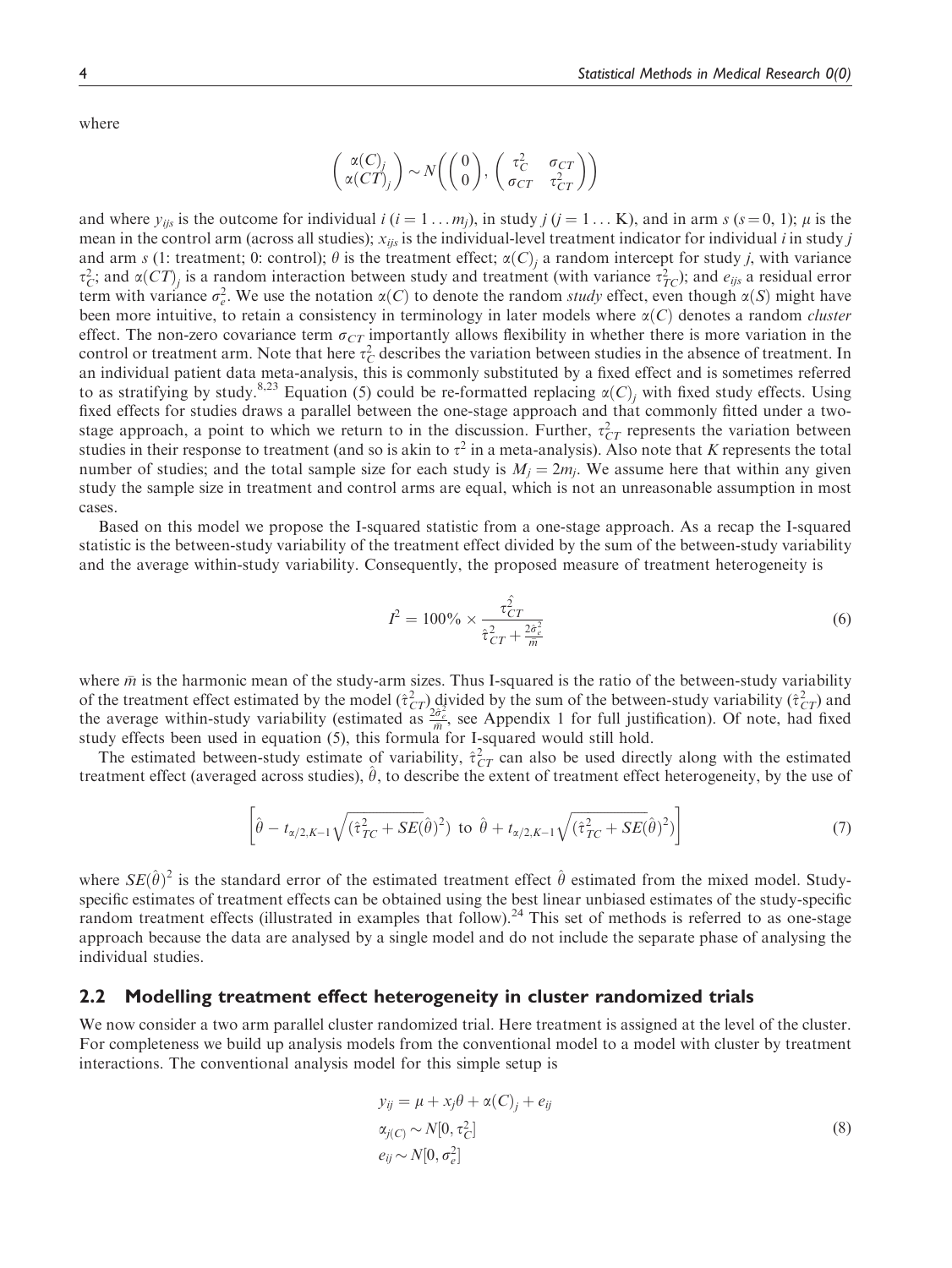where

$$\begin{pmatrix} \alpha(C)_j \\ \alpha(CT)_j \end{pmatrix} \sim N\left( \begin{pmatrix} 0 \\ 0 \end{pmatrix}, \begin{pmatrix} \tau_C^2 & \sigma_{CT} \\ \sigma_{CT} & \tau_{CT}^2 \end{pmatrix} \right)$$

and where $y_{ijs}$ is the outcome for individual $i$ ($i = 1 \ldots m_j$), in study $j$ ($j = 1 \ldots$ K), and in arm $s$ ($s = 0$, 1); $\mu$ is the mean in the control arm (across all studies); $x_{ijs}$ is the individual-level treatment indicator for individual $i$ in study $j$ and arm $s$ (1: treatment; 0: control); $\theta$ is the treatment effect; $\alpha(C)_j$ a random intercept for study $j$, with variance $\tau_C^2$; and $\alpha(CT)_j$ is a random interaction between study and treatment (with variance $\tau_{TC}^2$); and $e_{ijs}$ a residual error term with variance $\sigma_e^2$. We use the notation $\alpha(C)$ to denote the random *study* effect, even though $\alpha(S)$ might have been more intuitive, to retain a consistency in terminology in later models where $\alpha(C)$ denotes a random *cluster* effect. The non-zero covariance term $\sigma_{CT}$ importantly allows flexibility in whether there is more variation in the control or treatment arm. Note that here $\tau_C^2$ describes the variation between studies in the absence of treatment. In an individual patient data meta-analysis, this is commonly substituted by a fixed effect and is sometimes referred to as stratifying by study.[8,23] Equation (5) could be re-formatted replacing $\alpha(C)_j$ with fixed study effects. Using fixed effects for studies draws a parallel between the one-stage approach and that commonly fitted under a two-stage approach, a point to which we return to in the discussion. Further, $\tau_{CT}^2$ represents the variation between studies in their response to treatment (and so is akin to $\tau^2$ in a meta-analysis). Also note that $K$ represents the total number of studies; and the total sample size for each study is $M_j = 2m_j$. We assume here that within any given study the sample size in treatment and control arms are equal, which is not an unreasonable assumption in most cases.

Based on this model we propose the I-squared statistic from a one-stage approach. As a recap the I-squared statistic is the between-study variability of the treatment effect divided by the sum of the between-study variability and the average within-study variability. Consequently, the proposed measure of treatment heterogeneity is

$$I^2 = 100\% \times \frac{\hat{\tau}_{CT}^2}{\hat{\tau}_{CT}^2 + \frac{2\hat{\sigma}_e^2}{\bar{m}}} \tag{6}$$

where $\bar{m}$ is the harmonic mean of the study-arm sizes. Thus I-squared is the ratio of the between-study variability of the treatment effect estimated by the model ($\hat{\tau}_{CT}^2$) divided by the sum of the between-study variability ($\hat{\tau}_{CT}^2$) and the average within-study variability (estimated as $\frac{2\hat{\sigma}_e^2}{\bar{m}}$, see Appendix 1 for full justification). Of note, had fixed study effects been used in equation (5), this formula for I-squared would still hold.

The estimated between-study estimate of variability, $\hat{\tau}_{CT}^2$ can also be used directly along with the estimated treatment effect (averaged across studies), $\hat{\theta}$, to describe the extent of treatment effect heterogeneity, by the use of

$$\left[\hat{\theta} - t_{\alpha/2,K-1}\sqrt{(\hat{\tau}_{TC}^2 + \widehat{SE}(\hat{\theta})^2)} \text{ to } \hat{\theta} + t_{\alpha/2,K-1}\sqrt{(\hat{\tau}_{TC}^2 + \widehat{SE}(\hat{\theta})^2)}\right] \tag{7}$$

where $SE(\hat{\theta})^2$ is the standard error of the estimated treatment effect $\hat{\theta}$ estimated from the mixed model. Study-specific estimates of treatment effects can be obtained using the best linear unbiased estimates of the study-specific random treatment effects (illustrated in examples that follow).[24] This set of methods is referred to as one-stage approach because the data are analysed by a single model and do not include the separate phase of analysing the individual studies.

## 2.2 Modelling treatment effect heterogeneity in cluster randomized trials

We now consider a two arm parallel cluster randomized trial. Here treatment is assigned at the level of the cluster. For completeness we build up analysis models from the conventional model to a model with cluster by treatment interactions. The conventional analysis model for this simple setup is

$$\begin{aligned} y_{ij} &= \mu + x_j\theta + \alpha(C)_j + e_{ij} \\ \alpha_{j(C)} &\sim N[0, \tau_C^2] \\ e_{ij} &\sim N[0, \sigma_e^2] \end{aligned} \tag{8}$$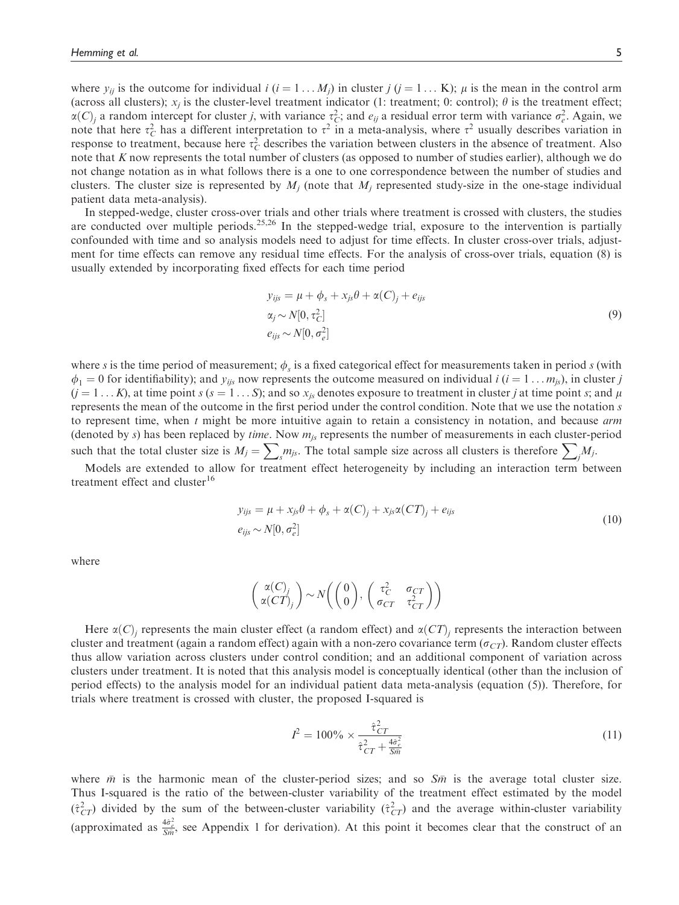where $y_{ij}$ is the outcome for individual $i$ ($i = 1 \ldots M_j$) in cluster $j$ ($j = 1 \ldots K$); $\mu$ is the mean in the control arm (across all clusters); $x_j$ is the cluster-level treatment indicator (1: treatment; 0: control); $\theta$ is the treatment effect; $\alpha(C)_j$ a random intercept for cluster $j$, with variance $\tau_C^2$; and $e_{ij}$ a residual error term with variance $\sigma_e^2$. Again, we note that here $\tau_C^2$ has a different interpretation to $\tau^2$ in a meta-analysis, where $\tau^2$ usually describes variation in response to treatment, because here $\tau_C^2$ describes the variation between clusters in the absence of treatment. Also note that $K$ now represents the total number of clusters (as opposed to number of studies earlier), although we do not change notation as in what follows there is a one to one correspondence between the number of studies and clusters. The cluster size is represented by $M_j$ (note that $M_j$ represented study-size in the one-stage individual patient data meta-analysis).

In stepped-wedge, cluster cross-over trials and other trials where treatment is crossed with clusters, the studies are conducted over multiple periods.[25,26] In the stepped-wedge trial, exposure to the intervention is partially confounded with time and so analysis models need to adjust for time effects. In cluster cross-over trials, adjustment for time effects can remove any residual time effects. For the analysis of cross-over trials, equation (8) is usually extended by incorporating fixed effects for each time period

$$
\begin{aligned}
y_{ijs} &= \mu + \phi_s + x_{js}\theta + \alpha(C)_j + e_{ijs} \\
\alpha_j &\sim N[0, \tau_C^2] \\
e_{ijs} &\sim N[0, \sigma_e^2]
\end{aligned}
\tag{9}
$$

where $s$ is the time period of measurement; $\phi_s$ is a fixed categorical effect for measurements taken in period $s$ (with $\phi_1 = 0$ for identifiability); and $y_{ijs}$ now represents the outcome measured on individual $i$ ($i = 1 \ldots m_{js}$), in cluster $j$ ($j = 1 \ldots K$), at time point $s$ ($s = 1 \ldots S$); and so $x_{js}$ denotes exposure to treatment in cluster $j$ at time point $s$; and $\mu$ represents the mean of the outcome in the first period under the control condition. Note that we use the notation $s$ to represent time, when $t$ might be more intuitive again to retain a consistency in notation, and because *arm* (denoted by $s$) has been replaced by *time*. Now $m_{js}$ represents the number of measurements in each cluster-period such that the total cluster size is $M_j = \sum_s m_{js}$. The total sample size across all clusters is therefore $\sum_j M_j$.

Models are extended to allow for treatment effect heterogeneity by including an interaction term between treatment effect and cluster[16]

$$
\begin{aligned}
y_{ijs} &= \mu + x_{js}\theta + \phi_s + \alpha(C)_j + x_{js}\alpha(CT)_j + e_{ijs} \\
e_{ijs} &\sim N[0, \sigma_e^2]
\end{aligned}
\tag{10}
$$

where

$$
\begin{pmatrix} \alpha(C)_j \\ \alpha(CT)_j \end{pmatrix} \sim N\left( \begin{pmatrix} 0 \\ 0 \end{pmatrix}, \begin{pmatrix} \tau_C^2 & \sigma_{CT} \\ \sigma_{CT} & \tau_{CT}^2 \end{pmatrix} \right)
$$

Here $\alpha(C)_j$ represents the main cluster effect (a random effect) and $\alpha(CT)_j$ represents the interaction between cluster and treatment (again a random effect) again with a non-zero covariance term ($\sigma_{CT}$). Random cluster effects thus allow variation across clusters under control condition; and an additional component of variation across clusters under treatment. It is noted that this analysis model is conceptually identical (other than the inclusion of period effects) to the analysis model for an individual patient data meta-analysis (equation (5)). Therefore, for trials where treatment is crossed with cluster, the proposed I-squared is

$$
I^2 = 100\% \times \frac{\hat{\tau}_{CT}^2}{\hat{\tau}_{CT}^2 + \frac{4\hat{\sigma}_e^2}{S\bar{m}}}
\tag{11}
$$

where $\bar{m}$ is the harmonic mean of the cluster-period sizes; and so $S\bar{m}$ is the average total cluster size. Thus I-squared is the ratio of the between-cluster variability of the treatment effect estimated by the model ($\hat{\tau}_{CT}^2$) divided by the sum of the between-cluster variability ($\hat{\tau}_{CT}^2$) and the average within-cluster variability (approximated as $\frac{4\hat{\sigma}_e^2}{S\bar{m}}$, see Appendix 1 for derivation). At this point it becomes clear that the construct of an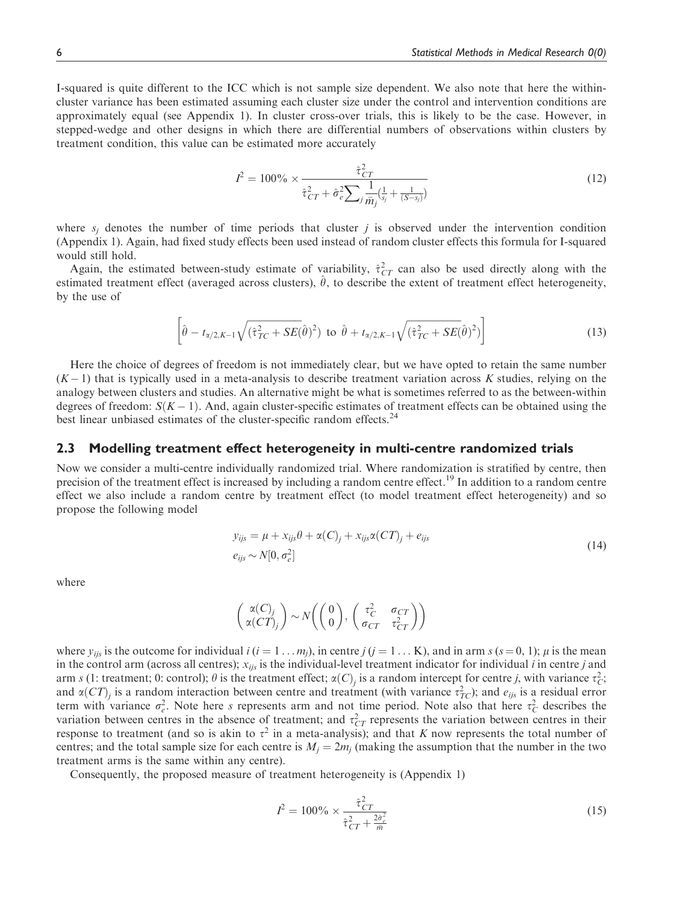I-squared is quite different to the ICC which is not sample size dependent. We also note that here the within-cluster variance has been estimated assuming each cluster size under the control and intervention conditions are approximately equal (see Appendix 1). In cluster cross-over trials, this is likely to be the case. However, in stepped-wedge and other designs in which there are differential numbers of observations within clusters by treatment condition, this value can be estimated more accurately

$$I^2 = 100\% \times \frac{\hat{\tau}_{CT}^2}{\hat{\tau}_{CT}^2 + \hat{\sigma}_e^2 \sum_j \frac{1}{\bar{m}_j}\left(\frac{1}{s_j} + \frac{1}{(S - s_j)}\right)} \tag{12}$$

where $s_j$ denotes the number of time periods that cluster $j$ is observed under the intervention condition (Appendix 1). Again, had fixed study effects been used instead of random cluster effects this formula for I-squared would still hold.

Again, the estimated between-study estimate of variability, $\hat{\tau}_{CT}^2$ can also be used directly along with the estimated treatment effect (averaged across clusters), $\hat{\theta}$, to describe the extent of treatment effect heterogeneity, by the use of

$$\left[\hat{\theta} - t_{\alpha/2, K-1}\sqrt{(\hat{\tau}_{TC}^2 + \widehat{SE}(\hat{\theta})^2)} \text{ to } \hat{\theta} + t_{\alpha/2, K-1}\sqrt{(\hat{\tau}_{TC}^2 + \widehat{SE}(\hat{\theta})^2)}\right] \tag{13}$$

Here the choice of degrees of freedom is not immediately clear, but we have opted to retain the same number $(K-1)$ that is typically used in a meta-analysis to describe treatment variation across $K$ studies, relying on the analogy between clusters and studies. An alternative might be what is sometimes referred to as the between-within degrees of freedom: $S(K-1)$. And, again cluster-specific estimates of treatment effects can be obtained using the best linear unbiased estimates of the cluster-specific random effects.[24]

## 2.3 Modelling treatment effect heterogeneity in multi-centre randomized trials

Now we consider a multi-centre individually randomized trial. Where randomization is stratified by centre, then precision of the treatment effect is increased by including a random centre effect.[19] In addition to a random centre effect we also include a random centre by treatment effect (to model treatment effect heterogeneity) and so propose the following model

$$\begin{aligned} y_{ijs} &= \mu + x_{ijs}\theta + \alpha(C)_j + x_{ijs}\alpha(CT)_j + e_{ijs} \\ e_{ijs} &\sim N[0, \sigma_e^2] \end{aligned} \tag{14}$$

where

$$\begin{pmatrix} \alpha(C)_j \\ \alpha(CT)_j \end{pmatrix} \sim N\left( \begin{pmatrix} 0 \\ 0 \end{pmatrix}, \begin{pmatrix} \tau_C^2 & \sigma_{CT} \\ \sigma_{CT} & \tau_{CT}^2 \end{pmatrix} \right)$$

where $y_{ijs}$ is the outcome for individual $i$ ($i = 1 \ldots m_j$), in centre $j$ ($j = 1 \ldots$ K), and in arm $s$ ($s = 0, 1$); $\mu$ is the mean in the control arm (across all centres); $x_{ijs}$ is the individual-level treatment indicator for individual $i$ in centre $j$ and arm $s$ (1: treatment; 0: control); $\theta$ is the treatment effect; $\alpha(C)_j$ is a random intercept for centre $j$, with variance $\tau_C^2$; and $\alpha(CT)_j$ is a random interaction between centre and treatment (with variance $\tau_{TC}^2$); and $e_{ijs}$ is a residual error term with variance $\sigma_e^2$. Note here $s$ represents arm and not time period. Note also that here $\tau_C^2$ describes the variation between centres in the absence of treatment; and $\tau_{CT}^2$ represents the variation between centres in their response to treatment (and so is akin to $\tau^2$ in a meta-analysis); and that $K$ now represents the total number of centres; and the total sample size for each centre is $M_j = 2m_j$ (making the assumption that the number in the two treatment arms is the same within any centre).

Consequently, the proposed measure of treatment heterogeneity is (Appendix 1)

$$I^2 = 100\% \times \frac{\hat{\tau}_{CT}^2}{\hat{\tau}_{CT}^2 + \frac{2\hat{\sigma}_e^2}{\bar{m}}} \tag{15}$$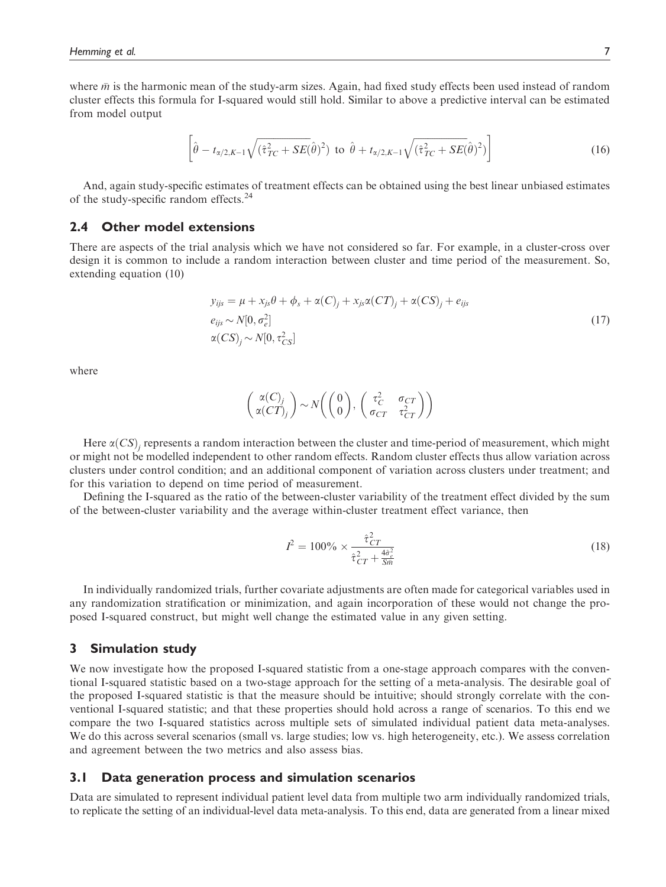where $\bar{m}$ is the harmonic mean of the study-arm sizes. Again, had fixed study effects been used instead of random cluster effects this formula for I-squared would still hold. Similar to above a predictive interval can be estimated from model output

$$\left[\hat{\theta} - t_{\alpha/2,K-1}\sqrt{(\hat{\tau}_{TC}^2 + \widehat{SE}(\hat{\theta})^2)} \text{ to } \hat{\theta} + t_{\alpha/2,K-1}\sqrt{(\hat{\tau}_{TC}^2 + \widehat{SE}(\hat{\theta})^2)}\right] \tag{16}$$

And, again study-specific estimates of treatment effects can be obtained using the best linear unbiased estimates of the study-specific random effects.[24]

## 2.4 Other model extensions

There are aspects of the trial analysis which we have not considered so far. For example, in a cluster-cross over design it is common to include a random interaction between cluster and time period of the measurement. So, extending equation (10)

$$\begin{aligned} y_{ijs} &= \mu + x_{js}\theta + \phi_s + \alpha(C)_j + x_{js}\alpha(CT)_j + \alpha(CS)_j + e_{ijs} \\ e_{ijs} &\sim N[0, \sigma_e^2] \\ \alpha(CS)_j &\sim N[0, \tau_{CS}^2] \end{aligned} \tag{17}$$

where

$$\begin{pmatrix} \alpha(C)_j \\ \alpha(CT)_j \end{pmatrix} \sim N\left( \begin{pmatrix} 0 \\ 0 \end{pmatrix}, \begin{pmatrix} \tau_C^2 & \sigma_{CT} \\ \sigma_{CT} & \tau_{CT}^2 \end{pmatrix} \right)$$

Here $\alpha(CS)_j$ represents a random interaction between the cluster and time-period of measurement, which might or might not be modelled independent to other random effects. Random cluster effects thus allow variation across clusters under control condition; and an additional component of variation across clusters under treatment; and for this variation to depend on time period of measurement.

Defining the I-squared as the ratio of the between-cluster variability of the treatment effect divided by the sum of the between-cluster variability and the average within-cluster treatment effect variance, then

$$I^2 = 100\% \times \frac{\hat{\tau}_{CT}^2}{\hat{\tau}_{CT}^2 + \frac{4\hat{\sigma}_e^2}{S\bar{m}}} \tag{18}$$

In individually randomized trials, further covariate adjustments are often made for categorical variables used in any randomization stratification or minimization, and again incorporation of these would not change the proposed I-squared construct, but might well change the estimated value in any given setting.

# 3 Simulation study

We now investigate how the proposed I-squared statistic from a one-stage approach compares with the conventional I-squared statistic based on a two-stage approach for the setting of a meta-analysis. The desirable goal of the proposed I-squared statistic is that the measure should be intuitive; should strongly correlate with the conventional I-squared statistic; and that these properties should hold across a range of scenarios. To this end we compare the two I-squared statistics across multiple sets of simulated individual patient data meta-analyses. We do this across several scenarios (small vs. large studies; low vs. high heterogeneity, etc.). We assess correlation and agreement between the two metrics and also assess bias.

## 3.1 Data generation process and simulation scenarios

Data are simulated to represent individual patient level data from multiple two arm individually randomized trials, to replicate the setting of an individual-level data meta-analysis. To this end, data are generated from a linear mixed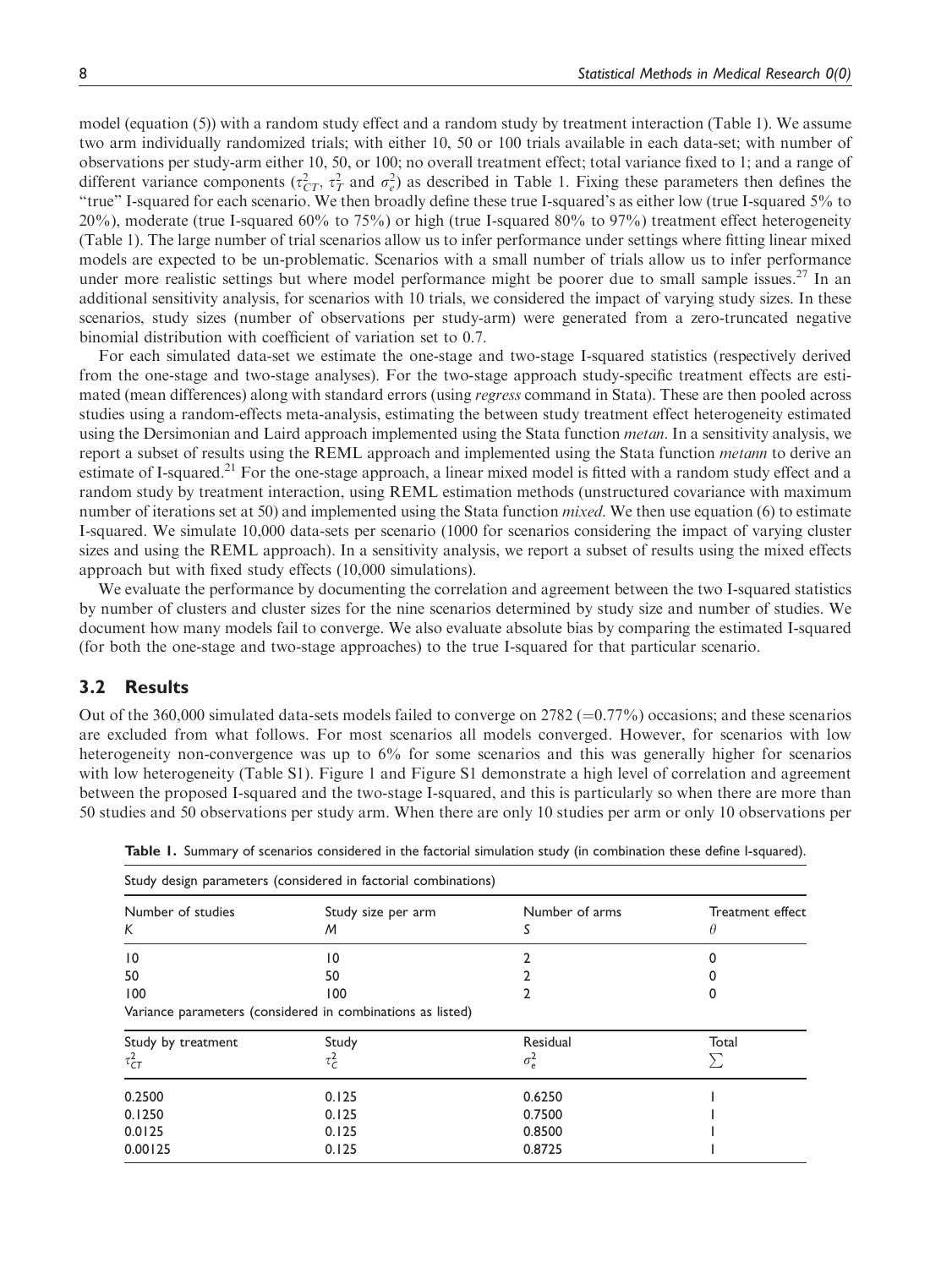model (equation (5)) with a random study effect and a random study by treatment interaction (Table 1). We assume two arm individually randomized trials; with either 10, 50 or 100 trials available in each data-set; with number of observations per study-arm either 10, 50, or 100; no overall treatment effect; total variance fixed to 1; and a range of different variance components ($\tau^2_{CT}$, $\tau^2_T$ and $\sigma^2_e$) as described in Table 1. Fixing these parameters then defines the "true" I-squared for each scenario. We then broadly define these true I-squared's as either low (true I-squared 5% to 20%), moderate (true I-squared 60% to 75%) or high (true I-squared 80% to 97%) treatment effect heterogeneity (Table 1). The large number of trial scenarios allow us to infer performance under settings where fitting linear mixed models are expected to be un-problematic. Scenarios with a small number of trials allow us to infer performance under more realistic settings but where model performance might be poorer due to small sample issues.[27] In an additional sensitivity analysis, for scenarios with 10 trials, we considered the impact of varying study sizes. In these scenarios, study sizes (number of observations per study-arm) were generated from a zero-truncated negative binomial distribution with coefficient of variation set to 0.7.

For each simulated data-set we estimate the one-stage and two-stage I-squared statistics (respectively derived from the one-stage and two-stage analyses). For the two-stage approach study-specific treatment effects are estimated (mean differences) along with standard errors (using *regress* command in Stata). These are then pooled across studies using a random-effects meta-analysis, estimating the between study treatment effect heterogeneity estimated using the Dersimonian and Laird approach implemented using the Stata function *metan*. In a sensitivity analysis, we report a subset of results using the REML approach and implemented using the Stata function *metann* to derive an estimate of I-squared.[21] For the one-stage approach, a linear mixed model is fitted with a random study effect and a random study by treatment interaction, using REML estimation methods (unstructured covariance with maximum number of iterations set at 50) and implemented using the Stata function *mixed*. We then use equation (6) to estimate I-squared. We simulate 10,000 data-sets per scenario (1000 for scenarios considering the impact of varying cluster sizes and using the REML approach). In a sensitivity analysis, we report a subset of results using the mixed effects approach but with fixed study effects (10,000 simulations).

We evaluate the performance by documenting the correlation and agreement between the two I-squared statistics by number of clusters and cluster sizes for the nine scenarios determined by study size and number of studies. We document how many models fail to converge. We also evaluate absolute bias by comparing the estimated I-squared (for both the one-stage and two-stage approaches) to the true I-squared for that particular scenario.

## 3.2 Results

Out of the 360,000 simulated data-sets models failed to converge on 2782 (=0.77%) occasions; and these scenarios are excluded from what follows. For most scenarios all models converged. However, for scenarios with low heterogeneity non-convergence was up to 6% for some scenarios and this was generally higher for scenarios with low heterogeneity (Table S1). Figure 1 and Figure S1 demonstrate a high level of correlation and agreement between the proposed I-squared and the two-stage I-squared, and this is particularly so when there are more than 50 studies and 50 observations per study arm. When there are only 10 studies per arm or only 10 observations per

**Table 1.** Summary of scenarios considered in the factorial simulation study (in combination these define I-squared).

| Study design parameters (considered in factorial combinations) | | | |
|---|---|---|---|
| Number of studies $K$ | Study size per arm $M$ | Number of arms $S$ | Treatment effect $\theta$ |
| 10 | 10 | 2 | 0 |
| 50 | 50 | 2 | 0 |
| 100 | 100 | 2 | 0 |
| **Variance parameters (considered in combinations as listed)** | | | |
| Study by treatment $\tau^2_{CT}$ | Study $\tau^2_C$ | Residual $\sigma^2_e$ | Total $\sum$ |
| 0.2500 | 0.125 | 0.6250 | 1 |
| 0.1250 | 0.125 | 0.7500 | 1 |
| 0.0125 | 0.125 | 0.8500 | 1 |
| 0.00125 | 0.125 | 0.8725 | 1 |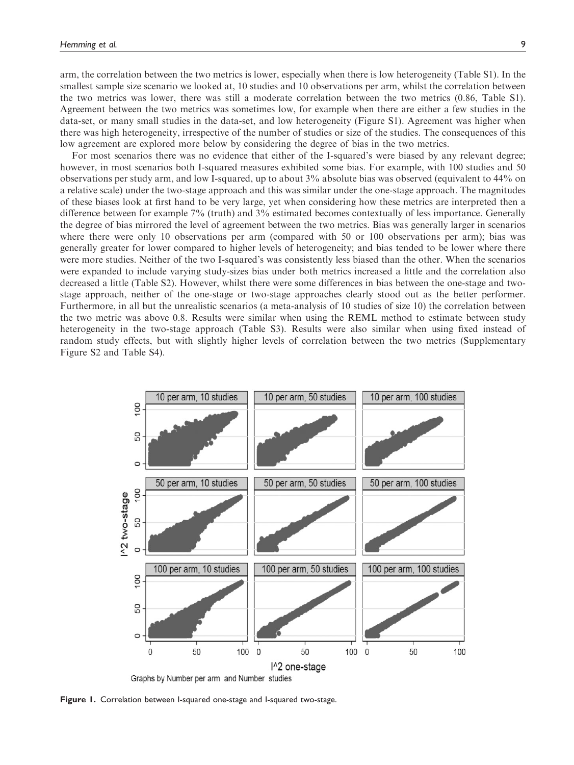arm, the correlation between the two metrics is lower, especially when there is low heterogeneity (Table S1). In the smallest sample size scenario we looked at, 10 studies and 10 observations per arm, whilst the correlation between the two metrics was lower, there was still a moderate correlation between the two metrics (0.86, Table S1). Agreement between the two metrics was sometimes low, for example when there are either a few studies in the data-set, or many small studies in the data-set, and low heterogeneity (Figure S1). Agreement was higher when there was high heterogeneity, irrespective of the number of studies or size of the studies. The consequences of this low agreement are explored more below by considering the degree of bias in the two metrics.

For most scenarios there was no evidence that either of the I-squared's were biased by any relevant degree; however, in most scenarios both I-squared measures exhibited some bias. For example, with 100 studies and 50 observations per study arm, and low I-squared, up to about 3% absolute bias was observed (equivalent to 44% on a relative scale) under the two-stage approach and this was similar under the one-stage approach. The magnitudes of these biases look at first hand to be very large, yet when considering how these metrics are interpreted then a difference between for example 7% (truth) and 3% estimated becomes contextually of less importance. Generally the degree of bias mirrored the level of agreement between the two metrics. Bias was generally larger in scenarios where there were only 10 observations per arm (compared with 50 or 100 observations per arm); bias was generally greater for lower compared to higher levels of heterogeneity; and bias tended to be lower where there were more studies. Neither of the two I-squared's was consistently less biased than the other. When the scenarios were expanded to include varying study-sizes bias under both metrics increased a little and the correlation also decreased a little (Table S2). However, whilst there were some differences in bias between the one-stage and two-stage approach, neither of the one-stage or two-stage approaches clearly stood out as the better performer. Furthermore, in all but the unrealistic scenarios (a meta-analysis of 10 studies of size 10) the correlation between the two metric was above 0.8. Results were similar when using the REML method to estimate between study heterogeneity in the two-stage approach (Table S3). Results were also similar when using fixed instead of random study effects, but with slightly higher levels of correlation between the two metrics (Supplementary Figure S2 and Table S4).

**Figure 1.** Correlation between I-squared one-stage and I-squared two-stage.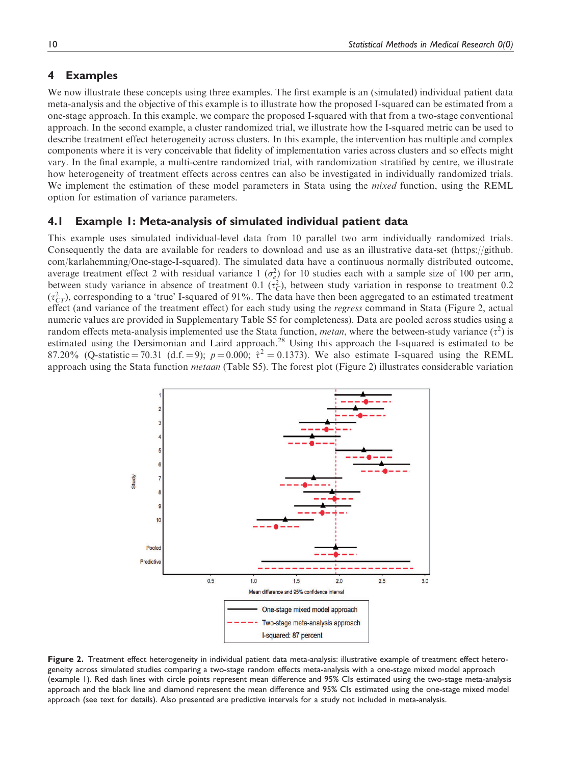## 4 Examples

We now illustrate these concepts using three examples. The first example is an (simulated) individual patient data meta-analysis and the objective of this example is to illustrate how the proposed I-squared can be estimated from a one-stage approach. In this example, we compare the proposed I-squared with that from a two-stage conventional approach. In the second example, a cluster randomized trial, we illustrate how the I-squared metric can be used to describe treatment effect heterogeneity across clusters. In this example, the intervention has multiple and complex components where it is very conceivable that fidelity of implementation varies across clusters and so effects might vary. In the final example, a multi-centre randomized trial, with randomization stratified by centre, we illustrate how heterogeneity of treatment effects across centres can also be investigated in individually randomized trials. We implement the estimation of these model parameters in Stata using the *mixed* function, using the REML option for estimation of variance parameters.

### 4.1 Example 1: Meta-analysis of simulated individual patient data

This example uses simulated individual-level data from 10 parallel two arm individually randomized trials. Consequently the data are available for readers to download and use as an illustrative data-set (https://github.com/karlahemming/One-stage-I-squared). The simulated data have a continuous normally distributed outcome, average treatment effect 2 with residual variance 1 ($\sigma_e^2$) for 10 studies each with a sample size of 100 per arm, between study variance in absence of treatment 0.1 ($\tau_C^2$), between study variation in response to treatment 0.2 ($\tau_{CT}^2$), corresponding to a 'true' I-squared of 91%. The data have then been aggregated to an estimated treatment effect (and variance of the treatment effect) for each study using the *regress* command in Stata (Figure 2, actual numeric values are provided in Supplementary Table S5 for completeness). Data are pooled across studies using a random effects meta-analysis implemented use the Stata function, *metan*, where the between-study variance ($\tau^2$) is estimated using the Dersimonian and Laird approach.[28] Using this approach the I-squared is estimated to be 87.20% (Q-statistic = 70.31 (d.f. = 9); $p = 0.000$; $\hat{\tau}^2 = 0.1373$). We also estimate I-squared using the REML approach using the Stata function *metaan* (Table S5). The forest plot (Figure 2) illustrates considerable variation

**Figure 2.** Treatment effect heterogeneity in individual patient data meta-analysis: illustrative example of treatment effect heterogeneity across simulated studies comparing a two-stage random effects meta-analysis with a one-stage mixed model approach (example 1). Red dash lines with circle points represent mean difference and 95% CIs estimated using the two-stage meta-analysis approach and the black line and diamond represent the mean difference and 95% CIs estimated using the one-stage mixed model approach (see text for details). Also presented are predictive intervals for a study not included in meta-analysis.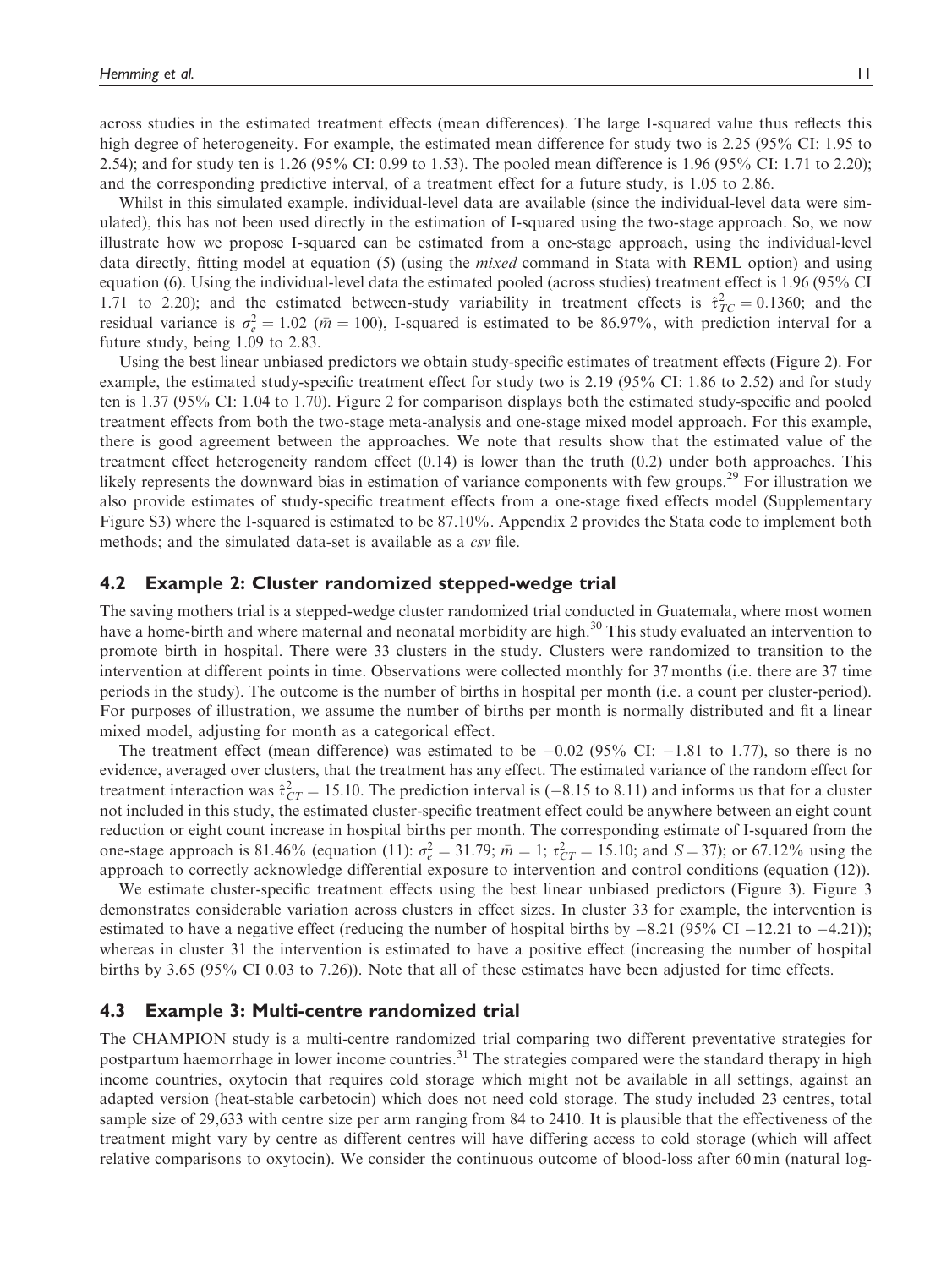across studies in the estimated treatment effects (mean differences). The large I-squared value thus reflects this high degree of heterogeneity. For example, the estimated mean difference for study two is 2.25 (95% CI: 1.95 to 2.54); and for study ten is 1.26 (95% CI: 0.99 to 1.53). The pooled mean difference is 1.96 (95% CI: 1.71 to 2.20); and the corresponding predictive interval, of a treatment effect for a future study, is 1.05 to 2.86.

Whilst in this simulated example, individual-level data are available (since the individual-level data were simulated), this has not been used directly in the estimation of I-squared using the two-stage approach. So, we now illustrate how we propose I-squared can be estimated from a one-stage approach, using the individual-level data directly, fitting model at equation (5) (using the *mixed* command in Stata with REML option) and using equation (6). Using the individual-level data the estimated pooled (across studies) treatment effect is 1.96 (95% CI 1.71 to 2.20); and the estimated between-study variability in treatment effects is $\hat{\tau}^2_{TC} = 0.1360$; and the residual variance is $\sigma^2_e = 1.02$ ($\bar{m} = 100$), I-squared is estimated to be 86.97%, with prediction interval for a future study, being 1.09 to 2.83.

Using the best linear unbiased predictors we obtain study-specific estimates of treatment effects (Figure 2). For example, the estimated study-specific treatment effect for study two is 2.19 (95% CI: 1.86 to 2.52) and for study ten is 1.37 (95% CI: 1.04 to 1.70). Figure 2 for comparison displays both the estimated study-specific and pooled treatment effects from both the two-stage meta-analysis and one-stage mixed model approach. For this example, there is good agreement between the approaches. We note that results show that the estimated value of the treatment effect heterogeneity random effect (0.14) is lower than the truth (0.2) under both approaches. This likely represents the downward bias in estimation of variance components with few groups.[29] For illustration we also provide estimates of study-specific treatment effects from a one-stage fixed effects model (Supplementary Figure S3) where the I-squared is estimated to be 87.10%. Appendix 2 provides the Stata code to implement both methods; and the simulated data-set is available as a *csv* file.

## 4.2 Example 2: Cluster randomized stepped-wedge trial

The saving mothers trial is a stepped-wedge cluster randomized trial conducted in Guatemala, where most women have a home-birth and where maternal and neonatal morbidity are high.[30] This study evaluated an intervention to promote birth in hospital. There were 33 clusters in the study. Clusters were randomized to transition to the intervention at different points in time. Observations were collected monthly for 37 months (i.e. there are 37 time periods in the study). The outcome is the number of births in hospital per month (i.e. a count per cluster-period). For purposes of illustration, we assume the number of births per month is normally distributed and fit a linear mixed model, adjusting for month as a categorical effect.

The treatment effect (mean difference) was estimated to be $-0.02$ (95% CI: $-1.81$ to 1.77), so there is no evidence, averaged over clusters, that the treatment has any effect. The estimated variance of the random effect for treatment interaction was $\hat{\tau}^2_{CT} = 15.10$. The prediction interval is ($-8.15$ to 8.11) and informs us that for a cluster not included in this study, the estimated cluster-specific treatment effect could be anywhere between an eight count reduction or eight count increase in hospital births per month. The corresponding estimate of I-squared from the one-stage approach is 81.46% (equation (11): $\sigma^2_e = 31.79$; $\bar{m} = 1$; $\tau^2_{CT} = 15.10$; and $S = 37$); or 67.12% using the approach to correctly acknowledge differential exposure to intervention and control conditions (equation (12)).

We estimate cluster-specific treatment effects using the best linear unbiased predictors (Figure 3). Figure 3 demonstrates considerable variation across clusters in effect sizes. In cluster 33 for example, the intervention is estimated to have a negative effect (reducing the number of hospital births by $-8.21$ (95% CI $-12.21$ to $-4.21$)); whereas in cluster 31 the intervention is estimated to have a positive effect (increasing the number of hospital births by 3.65 (95% CI 0.03 to 7.26)). Note that all of these estimates have been adjusted for time effects.

## 4.3 Example 3: Multi-centre randomized trial

The CHAMPION study is a multi-centre randomized trial comparing two different preventative strategies for postpartum haemorrhage in lower income countries.[31] The strategies compared were the standard therapy in high income countries, oxytocin that requires cold storage which might not be available in all settings, against an adapted version (heat-stable carbetocin) which does not need cold storage. The study included 23 centres, total sample size of 29,633 with centre size per arm ranging from 84 to 2410. It is plausible that the effectiveness of the treatment might vary by centre as different centres will have differing access to cold storage (which will affect relative comparisons to oxytocin). We consider the continuous outcome of blood-loss after 60 min (natural log-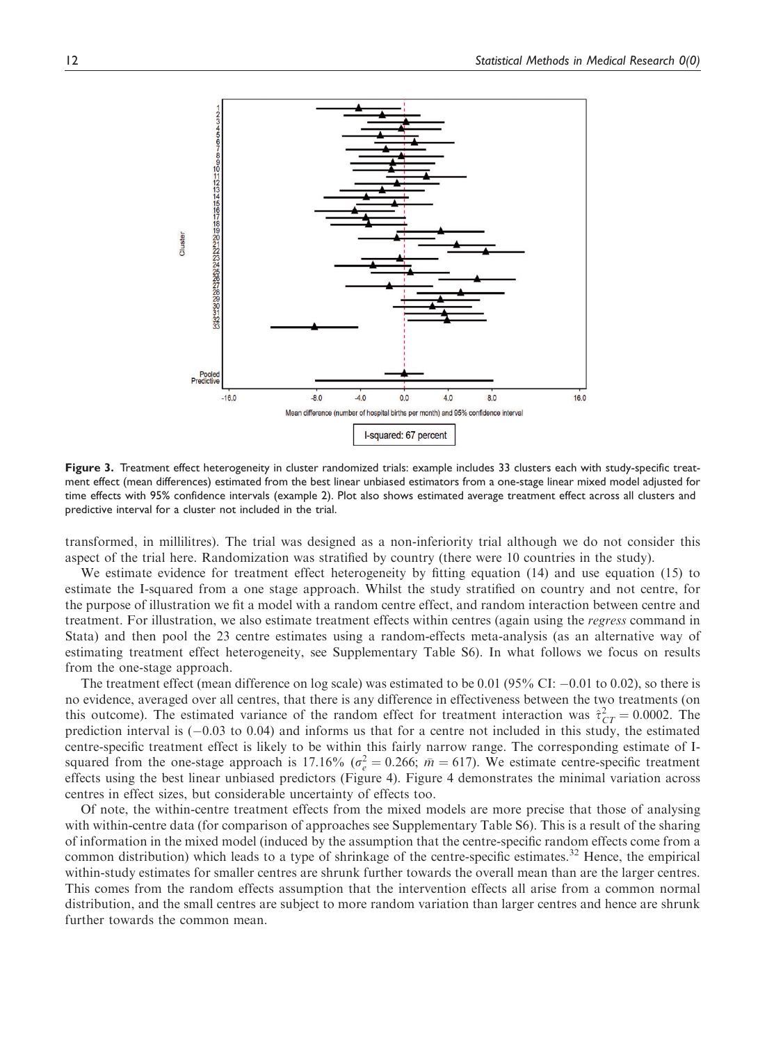**Figure 3.** Treatment effect heterogeneity in cluster randomized trials: example includes 33 clusters each with study-specific treatment effect (mean differences) estimated from the best linear unbiased estimators from a one-stage linear mixed model adjusted for time effects with 95% confidence intervals (example 2). Plot also shows estimated average treatment effect across all clusters and predictive interval for a cluster not included in the trial.

transformed, in millilitres). The trial was designed as a non-inferiority trial although we do not consider this aspect of the trial here. Randomization was stratified by country (there were 10 countries in the study).

We estimate evidence for treatment effect heterogeneity by fitting equation (14) and use equation (15) to estimate the I-squared from a one stage approach. Whilst the study stratified on country and not centre, for the purpose of illustration we fit a model with a random centre effect, and random interaction between centre and treatment. For illustration, we also estimate treatment effects within centres (again using the *regress* command in Stata) and then pool the 23 centre estimates using a random-effects meta-analysis (as an alternative way of estimating treatment effect heterogeneity, see Supplementary Table S6). In what follows we focus on results from the one-stage approach.

The treatment effect (mean difference on log scale) was estimated to be 0.01 (95% CI: −0.01 to 0.02), so there is no evidence, averaged over all centres, that there is any difference in effectiveness between the two treatments (on this outcome). The estimated variance of the random effect for treatment interaction was $\hat{\tau}^2_{CT} = 0.0002$. The prediction interval is (−0.03 to 0.04) and informs us that for a centre not included in this study, the estimated centre-specific treatment effect is likely to be within this fairly narrow range. The corresponding estimate of I-squared from the one-stage approach is 17.16% ($\sigma^2_e = 0.266$; $\bar{m} = 617$). We estimate centre-specific treatment effects using the best linear unbiased predictors (Figure 4). Figure 4 demonstrates the minimal variation across centres in effect sizes, but considerable uncertainty of effects too.

Of note, the within-centre treatment effects from the mixed models are more precise that those of analysing with within-centre data (for comparison of approaches see Supplementary Table S6). This is a result of the sharing of information in the mixed model (induced by the assumption that the centre-specific random effects come from a common distribution) which leads to a type of shrinkage of the centre-specific estimates.[32] Hence, the empirical within-study estimates for smaller centres are shrunk further towards the overall mean than are the larger centres. This comes from the random effects assumption that the intervention effects all arise from a common normal distribution, and the small centres are subject to more random variation than larger centres and hence are shrunk further towards the common mean.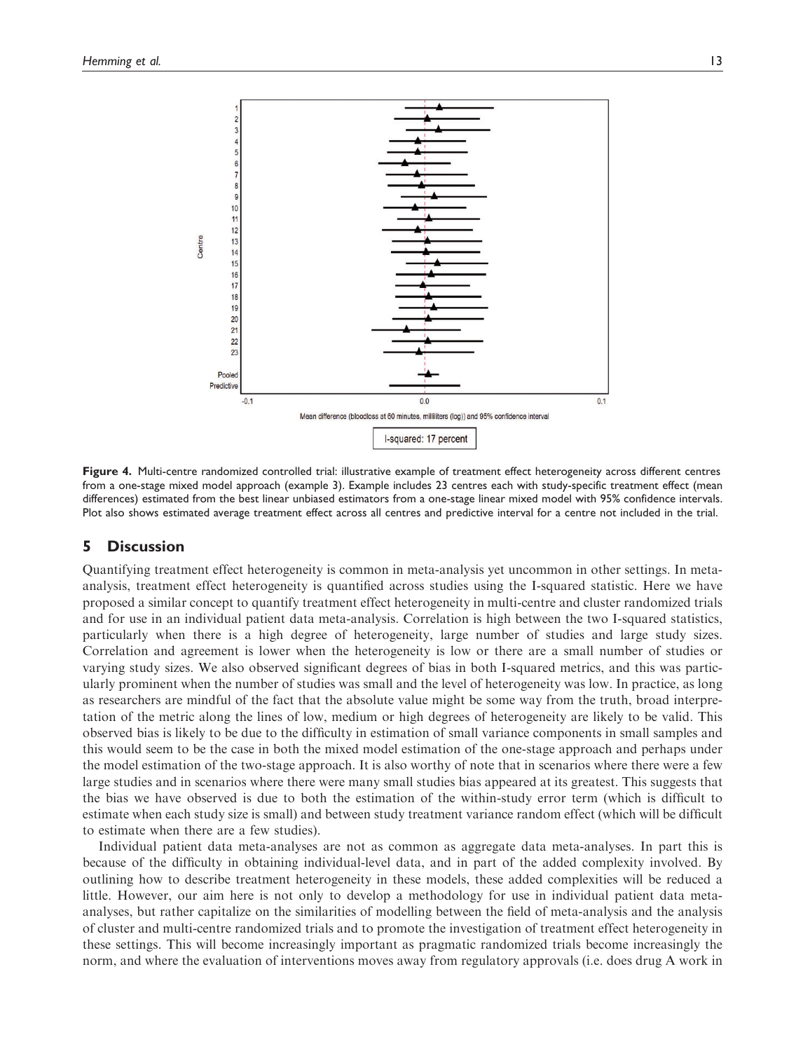Centre

1
2
3
4
5
6
7
8
9
10
11
12
13
14
15
16
17
18
19
20
21
22
23

Pooled
Predictive

-0.1
0.0
0.1

Mean difference (bloodloss at 60 minutes, millilitres (log)) and 95% confidence interval

I-squared: 17 percent

**Figure 4.** Multi-centre randomized controlled trial: illustrative example of treatment effect heterogeneity across different centres from a one-stage mixed model approach (example 3). Example includes 23 centres each with study-specific treatment effect (mean differences) estimated from the best linear unbiased estimators from a one-stage linear mixed model with 95% confidence intervals. Plot also shows estimated average treatment effect across all centres and predictive interval for a centre not included in the trial.

## 5 Discussion

Quantifying treatment effect heterogeneity is common in meta-analysis yet uncommon in other settings. In meta-analysis, treatment effect heterogeneity is quantified across studies using the I-squared statistic. Here we have proposed a similar concept to quantify treatment effect heterogeneity in multi-centre and cluster randomized trials and for use in an individual patient data meta-analysis. Correlation is high between the two I-squared statistics, particularly when there is a high degree of heterogeneity, large number of studies and large study sizes. Correlation and agreement is lower when the heterogeneity is low or there are a small number of studies or varying study sizes. We also observed significant degrees of bias in both I-squared metrics, and this was particularly prominent when the number of studies was small and the level of heterogeneity was low. In practice, as long as researchers are mindful of the fact that the absolute value might be some way from the truth, broad interpretation of the metric along the lines of low, medium or high degrees of heterogeneity are likely to be valid. This observed bias is likely to be due to the difficulty in estimation of small variance components in small samples and this would seem to be the case in both the mixed model estimation of the one-stage approach and perhaps under the model estimation of the two-stage approach. It is also worthy of note that in scenarios where there were a few large studies and in scenarios where there were many small studies bias appeared at its greatest. This suggests that the bias we have observed is due to both the estimation of the within-study error term (which is difficult to estimate when each study size is small) and between study treatment variance random effect (which will be difficult to estimate when there are a few studies).

Individual patient data meta-analyses are not as common as aggregate data meta-analyses. In part this is because of the difficulty in obtaining individual-level data, and in part of the added complexity involved. By outlining how to describe treatment heterogeneity in these models, these added complexities will be reduced a little. However, our aim here is not only to develop a methodology for use in individual patient data meta-analyses, but rather capitalize on the similarities of modelling between the field of meta-analysis and the analysis of cluster and multi-centre randomized trials and to promote the investigation of treatment effect heterogeneity in these settings. This will become increasingly important as pragmatic randomized trials become increasingly the norm, and where the evaluation of interventions moves away from regulatory approvals (i.e. does drug A work in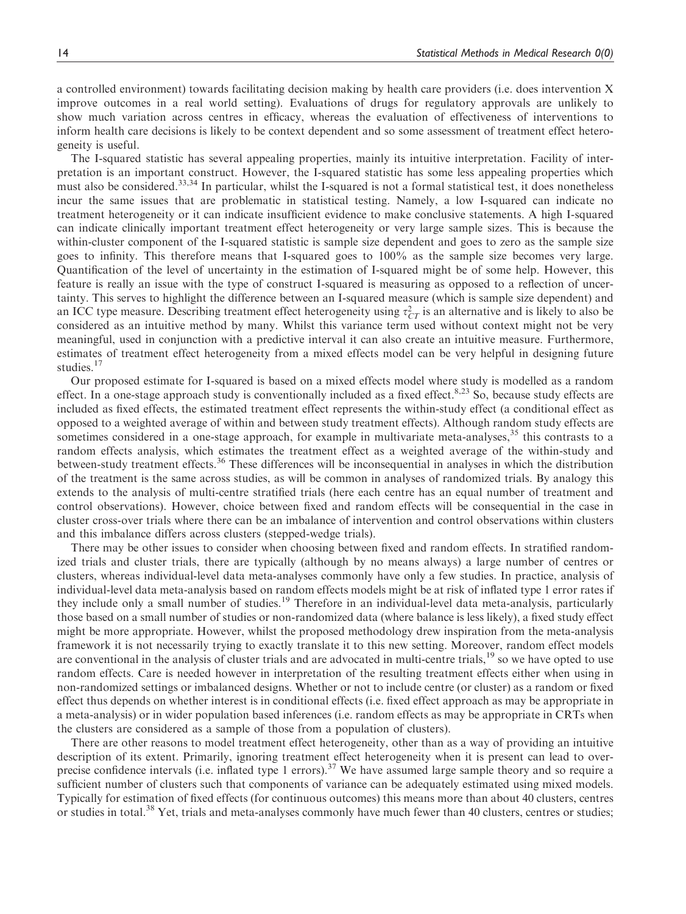a controlled environment) towards facilitating decision making by health care providers (i.e. does intervention X improve outcomes in a real world setting). Evaluations of drugs for regulatory approvals are unlikely to show much variation across centres in efficacy, whereas the evaluation of effectiveness of interventions to inform health care decisions is likely to be context dependent and so some assessment of treatment effect heterogeneity is useful.

The I-squared statistic has several appealing properties, mainly its intuitive interpretation. Facility of interpretation is an important construct. However, the I-squared statistic has some less appealing properties which must also be considered.[33,34] In particular, whilst the I-squared is not a formal statistical test, it does nonetheless incur the same issues that are problematic in statistical testing. Namely, a low I-squared can indicate no treatment heterogeneity or it can indicate insufficient evidence to make conclusive statements. A high I-squared can indicate clinically important treatment effect heterogeneity or very large sample sizes. This is because the within-cluster component of the I-squared statistic is sample size dependent and goes to zero as the sample size goes to infinity. This therefore means that I-squared goes to 100% as the sample size becomes very large. Quantification of the level of uncertainty in the estimation of I-squared might be of some help. However, this feature is really an issue with the type of construct I-squared is measuring as opposed to a reflection of uncertainty. This serves to highlight the difference between an I-squared measure (which is sample size dependent) and an ICC type measure. Describing treatment effect heterogeneity using $\tau^2_{CT}$ is an alternative and is likely to also be considered as an intuitive method by many. Whilst this variance term used without context might not be very meaningful, used in conjunction with a predictive interval it can also create an intuitive measure. Furthermore, estimates of treatment effect heterogeneity from a mixed effects model can be very helpful in designing future studies.[17]

Our proposed estimate for I-squared is based on a mixed effects model where study is modelled as a random effect. In a one-stage approach study is conventionally included as a fixed effect.[8,23] So, because study effects are included as fixed effects, the estimated treatment effect represents the within-study effect (a conditional effect as opposed to a weighted average of within and between study treatment effects). Although random study effects are sometimes considered in a one-stage approach, for example in multivariate meta-analyses,[35] this contrasts to a random effects analysis, which estimates the treatment effect as a weighted average of the within-study and between-study treatment effects.[36] These differences will be inconsequential in analyses in which the distribution of the treatment is the same across studies, as will be common in analyses of randomized trials. By analogy this extends to the analysis of multi-centre stratified trials (here each centre has an equal number of treatment and control observations). However, choice between fixed and random effects will be consequential in the case in cluster cross-over trials where there can be an imbalance of intervention and control observations within clusters and this imbalance differs across clusters (stepped-wedge trials).

There may be other issues to consider when choosing between fixed and random effects. In stratified randomized trials and cluster trials, there are typically (although by no means always) a large number of centres or clusters, whereas individual-level data meta-analyses commonly have only a few studies. In practice, analysis of individual-level data meta-analysis based on random effects models might be at risk of inflated type 1 error rates if they include only a small number of studies.[19] Therefore in an individual-level data meta-analysis, particularly those based on a small number of studies or non-randomized data (where balance is less likely), a fixed study effect might be more appropriate. However, whilst the proposed methodology drew inspiration from the meta-analysis framework it is not necessarily trying to exactly translate it to this new setting. Moreover, random effect models are conventional in the analysis of cluster trials and are advocated in multi-centre trials,[19] so we have opted to use random effects. Care is needed however in interpretation of the resulting treatment effects either when using in non-randomized settings or imbalanced designs. Whether or not to include centre (or cluster) as a random or fixed effect thus depends on whether interest is in conditional effects (i.e. fixed effect approach as may be appropriate in a meta-analysis) or in wider population based inferences (i.e. random effects as may be appropriate in CRTs when the clusters are considered as a sample of those from a population of clusters).

There are other reasons to model treatment effect heterogeneity, other than as a way of providing an intuitive description of its extent. Primarily, ignoring treatment effect heterogeneity when it is present can lead to over-precise confidence intervals (i.e. inflated type 1 errors).[37] We have assumed large sample theory and so require a sufficient number of clusters such that components of variance can be adequately estimated using mixed models. Typically for estimation of fixed effects (for continuous outcomes) this means more than about 40 clusters, centres or studies in total.[38] Yet, trials and meta-analyses commonly have much fewer than 40 clusters, centres or studies;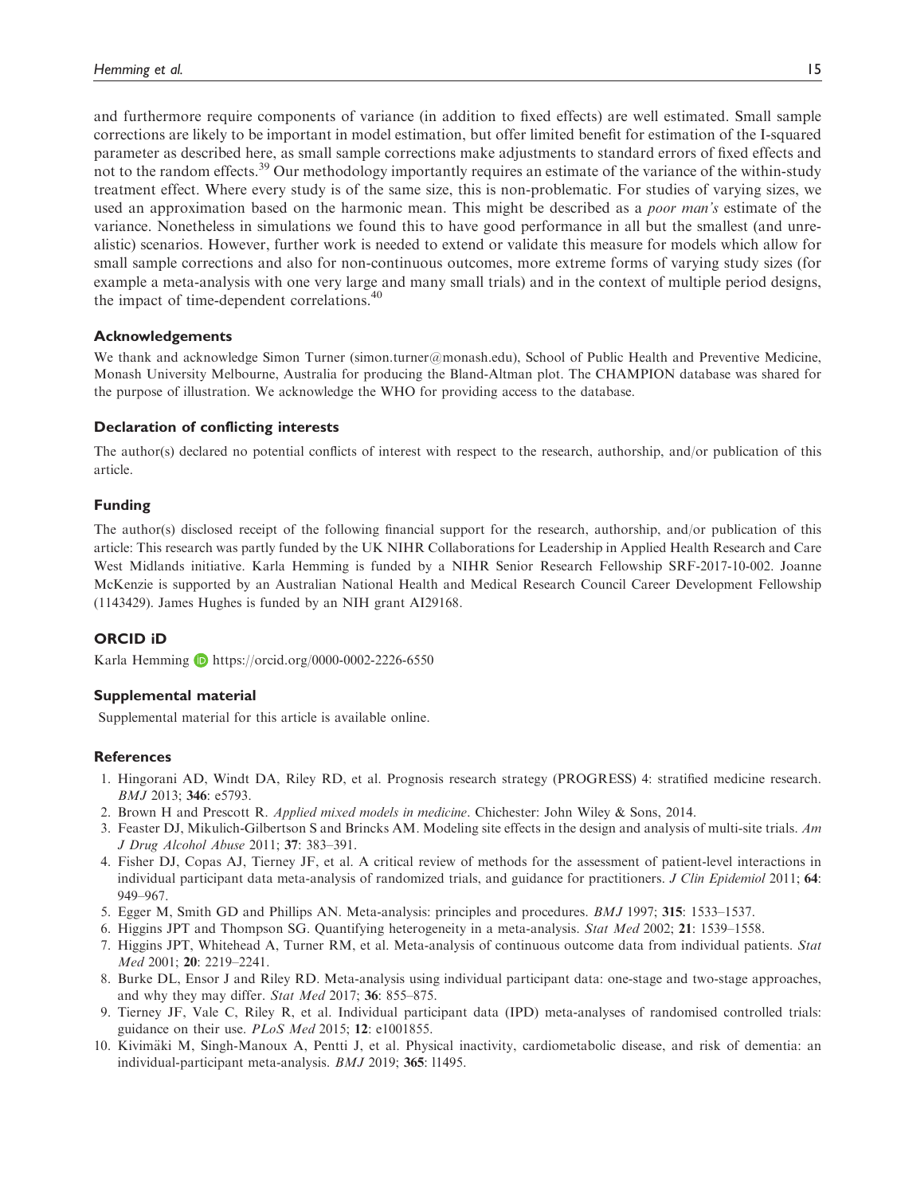and furthermore require components of variance (in addition to fixed effects) are well estimated. Small sample corrections are likely to be important in model estimation, but offer limited benefit for estimation of the I-squared parameter as described here, as small sample corrections make adjustments to standard errors of fixed effects and not to the random effects.[39] Our methodology importantly requires an estimate of the variance of the within-study treatment effect. Where every study is of the same size, this is non-problematic. For studies of varying sizes, we used an approximation based on the harmonic mean. This might be described as a *poor man's* estimate of the variance. Nonetheless in simulations we found this to have good performance in all but the smallest (and unrealistic) scenarios. However, further work is needed to extend or validate this measure for models which allow for small sample corrections and also for non-continuous outcomes, more extreme forms of varying study sizes (for example a meta-analysis with one very large and many small trials) and in the context of multiple period designs, the impact of time-dependent correlations.[40]

### Acknowledgements

We thank and acknowledge Simon Turner (simon.turner@monash.edu), School of Public Health and Preventive Medicine, Monash University Melbourne, Australia for producing the Bland-Altman plot. The CHAMPION database was shared for the purpose of illustration. We acknowledge the WHO for providing access to the database.

### Declaration of conflicting interests

The author(s) declared no potential conflicts of interest with respect to the research, authorship, and/or publication of this article.

### Funding

The author(s) disclosed receipt of the following financial support for the research, authorship, and/or publication of this article: This research was partly funded by the UK NIHR Collaborations for Leadership in Applied Health Research and Care West Midlands initiative. Karla Hemming is funded by a NIHR Senior Research Fellowship SRF-2017-10-002. Joanne McKenzie is supported by an Australian National Health and Medical Research Council Career Development Fellowship (1143429). James Hughes is funded by an NIH grant AI29168.

### ORCID iD

Karla Hemming https://orcid.org/0000-0002-2226-6550

### Supplemental material

Supplemental material for this article is available online.

### References

1. Hingorani AD, Windt DA, Riley RD, et al. Prognosis research strategy (PROGRESS) 4: stratified medicine research. *BMJ* 2013; **346**: e5793.
2. Brown H and Prescott R. *Applied mixed models in medicine*. Chichester: John Wiley & Sons, 2014.
3. Feaster DJ, Mikulich-Gilbertson S and Brincks AM. Modeling site effects in the design and analysis of multi-site trials. *Am J Drug Alcohol Abuse* 2011; **37**: 383–391.
4. Fisher DJ, Copas AJ, Tierney JF, et al. A critical review of methods for the assessment of patient-level interactions in individual participant data meta-analysis of randomized trials, and guidance for practitioners. *J Clin Epidemiol* 2011; **64**: 949–967.
5. Egger M, Smith GD and Phillips AN. Meta-analysis: principles and procedures. *BMJ* 1997; **315**: 1533–1537.
6. Higgins JPT and Thompson SG. Quantifying heterogeneity in a meta-analysis. *Stat Med* 2002; **21**: 1539–1558.
7. Higgins JPT, Whitehead A, Turner RM, et al. Meta-analysis of continuous outcome data from individual patients. *Stat Med* 2001; **20**: 2219–2241.
8. Burke DL, Ensor J and Riley RD. Meta-analysis using individual participant data: one-stage and two-stage approaches, and why they may differ. *Stat Med* 2017; **36**: 855–875.
9. Tierney JF, Vale C, Riley R, et al. Individual participant data (IPD) meta-analyses of randomised controlled trials: guidance on their use. *PLoS Med* 2015; **12**: e1001855.
10. Kivimäki M, Singh-Manoux A, Pentti J, et al. Physical inactivity, cardiometabolic disease, and risk of dementia: an individual-participant meta-analysis. *BMJ* 2019; **365**: l1495.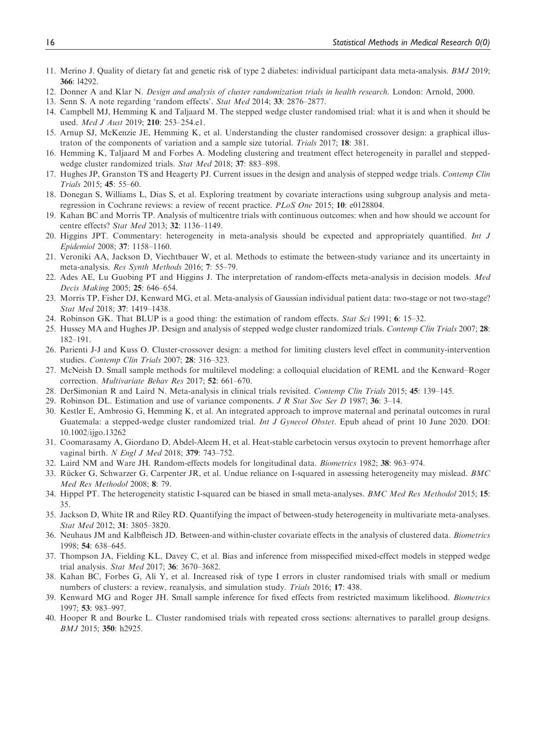11. Merino J. Quality of dietary fat and genetic risk of type 2 diabetes: individual participant data meta-analysis. *BMJ* 2019; **366**: l4292.
12. Donner A and Klar N. *Design and analysis of cluster randomization trials in health research*. London: Arnold, 2000.
13. Senn S. A note regarding 'random effects'. *Stat Med* 2014; **33**: 2876–2877.
14. Campbell MJ, Hemming K and Taljaard M. The stepped wedge cluster randomised trial: what it is and when it should be used. *Med J Aust* 2019; **210**: 253–254.e1.
15. Arnup SJ, McKenzie JE, Hemming K, et al. Understanding the cluster randomised crossover design: a graphical illustraton of the components of variation and a sample size tutorial. *Trials* 2017; **18**: 381.
16. Hemming K, Taljaard M and Forbes A. Modeling clustering and treatment effect heterogeneity in parallel and stepped-wedge cluster randomized trials. *Stat Med* 2018; **37**: 883–898.
17. Hughes JP, Granston TS and Heagerty PJ. Current issues in the design and analysis of stepped wedge trials. *Contemp Clin Trials* 2015; **45**: 55–60.
18. Donegan S, Williams L, Dias S, et al. Exploring treatment by covariate interactions using subgroup analysis and meta-regression in Cochrane reviews: a review of recent practice. *PLoS One* 2015; **10**: e0128804.
19. Kahan BC and Morris TP. Analysis of multicentre trials with continuous outcomes: when and how should we account for centre effects? *Stat Med* 2013; **32**: 1136–1149.
20. Higgins JPT. Commentary: heterogeneity in meta-analysis should be expected and appropriately quantified. *Int J Epidemiol* 2008; **37**: 1158–1160.
21. Veroniki AA, Jackson D, Viechtbauer W, et al. Methods to estimate the between-study variance and its uncertainty in meta-analysis. *Res Synth Methods* 2016; **7**: 55–79.
22. Ades AE, Lu Guobing PT and Higgins J. The interpretation of random-effects meta-analysis in decision models. *Med Decis Making* 2005; **25**: 646–654.
23. Morris TP, Fisher DJ, Kenward MG, et al. Meta-analysis of Gaussian individual patient data: two-stage or not two-stage? *Stat Med* 2018; **37**: 1419–1438.
24. Robinson GK. That BLUP is a good thing: the estimation of random effects. *Stat Sci* 1991; **6**: 15–32.
25. Hussey MA and Hughes JP. Design and analysis of stepped wedge cluster randomized trials. *Contemp Clin Trials* 2007; **28**: 182–191.
26. Parienti J-J and Kuss O. Cluster-crossover design: a method for limiting clusters level effect in community-intervention studies. *Contemp Clin Trials* 2007; **28**: 316–323.
27. McNeish D. Small sample methods for multilevel modeling: a colloquial elucidation of REML and the Kenward–Roger correction. *Multivariate Behav Res* 2017; **52**: 661–670.
28. DerSimonian R and Laird N. Meta-analysis in clinical trials revisited. *Contemp Clin Trials* 2015; **45**: 139–145.
29. Robinson DL. Estimation and use of variance components. *J R Stat Soc Ser D* 1987; **36**: 3–14.
30. Kestler E, Ambrosio G, Hemming K, et al. An integrated approach to improve maternal and perinatal outcomes in rural Guatemala: a stepped-wedge cluster randomized trial. *Int J Gynecol Obstet*. Epub ahead of print 10 June 2020. DOI: 10.1002/ijgo.13262
31. Coomarasamy A, Giordano D, Abdel-Aleem H, et al. Heat-stable carbetocin versus oxytocin to prevent hemorrhage after vaginal birth. *N Engl J Med* 2018; **379**: 743–752.
32. Laird NM and Ware JH. Random-effects models for longitudinal data. *Biometrics* 1982; **38**: 963–974.
33. Rücker G, Schwarzer G, Carpenter JR, et al. Undue reliance on I-squared in assessing heterogeneity may mislead. *BMC Med Res Methodol* 2008; **8**: 79.
34. Hippel PT. The heterogeneity statistic I-squared can be biased in small meta-analyses. *BMC Med Res Methodol* 2015; **15**: 35.
35. Jackson D, White IR and Riley RD. Quantifying the impact of between-study heterogeneity in multivariate meta-analyses. *Stat Med* 2012; **31**: 3805–3820.
36. Neuhaus JM and Kalbfleisch JD. Between-and within-cluster covariate effects in the analysis of clustered data. *Biometrics* 1998; **54**: 638–645.
37. Thompson JA, Fielding KL, Davey C, et al. Bias and inference from misspecified mixed-effect models in stepped wedge trial analysis. *Stat Med* 2017; **36**: 3670–3682.
38. Kahan BC, Forbes G, Ali Y, et al. Increased risk of type I errors in cluster randomised trials with small or medium numbers of clusters: a review, reanalysis, and simulation study. *Trials* 2016; **17**: 438.
39. Kenward MG and Roger JH. Small sample inference for fixed effects from restricted maximum likelihood. *Biometrics* 1997; **53**: 983–997.
40. Hooper R and Bourke L. Cluster randomised trials with repeated cross sections: alternatives to parallel group designs. *BMJ* 2015; **350**: h2925.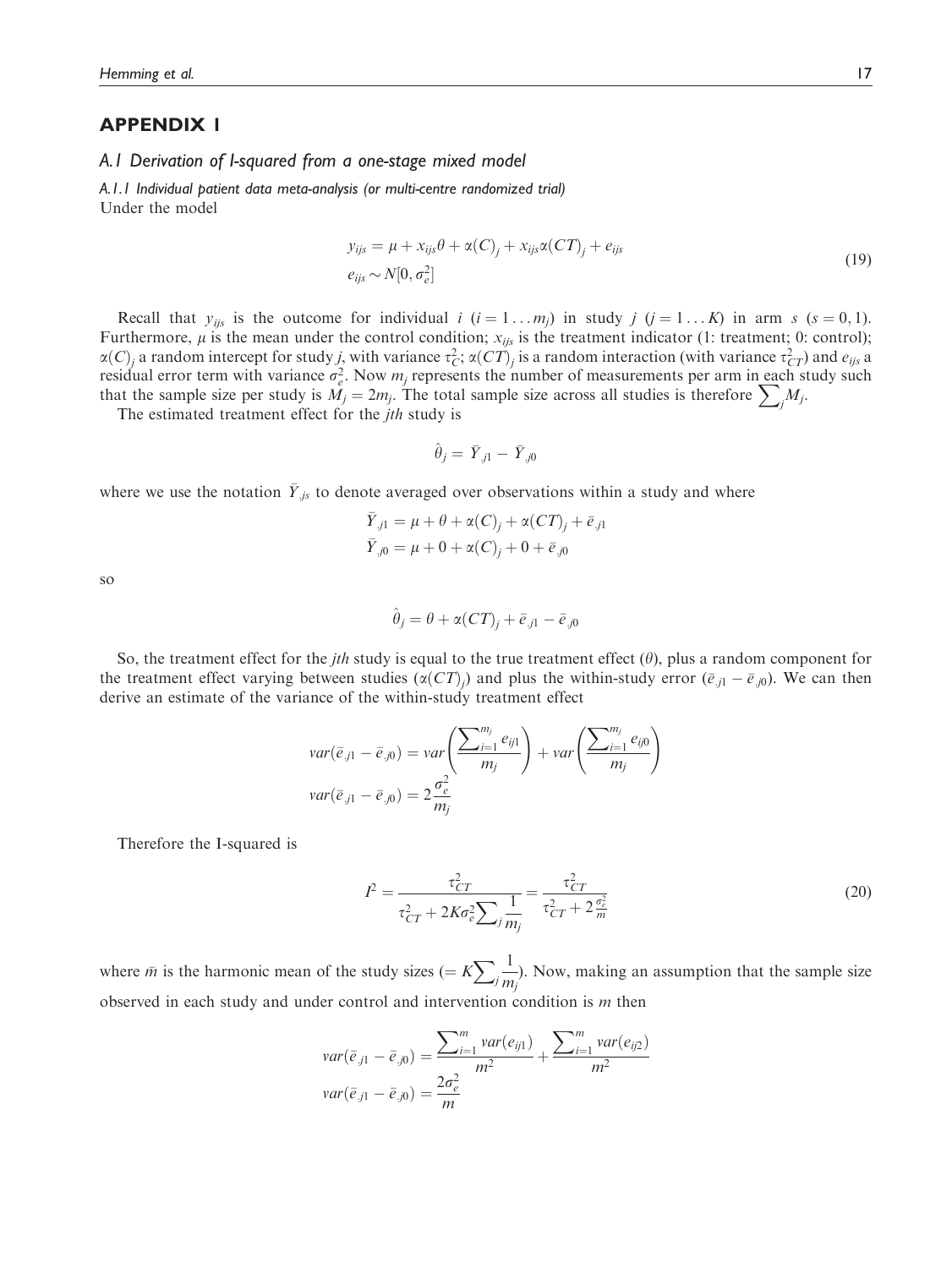# APPENDIX 1

## A.1 Derivation of I-squared from a one-stage mixed model

### A.1.1 Individual patient data meta-analysis (or multi-centre randomized trial)

Under the model

$$
\begin{aligned}
y_{ijs} &= \mu + x_{ijs}\theta + \alpha(C)_j + x_{ijs}\alpha(CT)_j + e_{ijs} \\
e_{ijs} &\sim N[0, \sigma_e^2]
\end{aligned}
\tag{19}
$$

Recall that $y_{ijs}$ is the outcome for individual $i$ $(i = 1 \ldots m_j)$ in study $j$ $(j = 1 \ldots K)$ in arm $s$ $(s = 0, 1)$. Furthermore, $\mu$ is the mean under the control condition; $x_{ijs}$ is the treatment indicator (1: treatment; 0: control); $\alpha(C)_j$ a random intercept for study $j$, with variance $\tau_C^2$; $\alpha(CT)_j$ is a random interaction (with variance $\tau_{CT}^2$) and $e_{ijs}$ a residual error term with variance $\sigma_e^2$. Now $m_j$ represents the number of measurements per arm in each study such that the sample size per study is $M_j = 2m_j$. The total sample size across all studies is therefore $\sum_j M_j$.

The estimated treatment effect for the $jth$ study is

$$
\hat{\theta}_j = \bar{Y}_{.j1} - \bar{Y}_{.j0}
$$

where we use the notation $\bar{Y}_{.js}$ to denote averaged over observations within a study and where

$$
\begin{aligned}
\bar{Y}_{.j1} &= \mu + \theta + \alpha(C)_j + \alpha(CT)_j + \bar{e}_{.j1} \\
\bar{Y}_{.j0} &= \mu + 0 + \alpha(C)_j + 0 + \bar{e}_{.j0}
\end{aligned}
$$

so

$$
\hat{\theta}_j = \theta + \alpha(CT)_j + \bar{e}_{.j1} - \bar{e}_{.j0}
$$

So, the treatment effect for the $jth$ study is equal to the true treatment effect ($\theta$), plus a random component for the treatment effect varying between studies ($\alpha(CT)_j$) and plus the within-study error ($\bar{e}_{.j1} - \bar{e}_{.j0}$). We can then derive an estimate of the variance of the within-study treatment effect

$$
\begin{aligned}
var(\bar{e}_{.j1} - \bar{e}_{.j0}) &= var\left(\frac{\sum_{i=1}^{m_j} e_{ij1}}{m_j}\right) + var\left(\frac{\sum_{i=1}^{m_j} e_{ij0}}{m_j}\right) \\
var(\bar{e}_{.j1} - \bar{e}_{.j0}) &= 2\frac{\sigma_e^2}{m_j}
\end{aligned}
$$

Therefore the I-squared is

$$
I^2 = \frac{\tau_{CT}^2}{\tau_{CT}^2 + 2K\sigma_e^2 \sum_j \frac{1}{m_j}} = \frac{\tau_{CT}^2}{\tau_{CT}^2 + 2\frac{\sigma_e^2}{\bar{m}}}
\tag{20}
$$

where $\bar{m}$ is the harmonic mean of the study sizes ($= K\sum_j \frac{1}{m_j}$). Now, making an assumption that the sample size observed in each study and under control and intervention condition is $m$ then

$$
\begin{aligned}
var(\bar{e}_{.j1} - \bar{e}_{.j0}) &= \frac{\sum_{i=1}^{m} var(e_{ij1})}{m^2} + \frac{\sum_{i=1}^{m} var(e_{ij2})}{m^2} \\
var(\bar{e}_{.j1} - \bar{e}_{.j0}) &= \frac{2\sigma_e^2}{m}
\end{aligned}
$$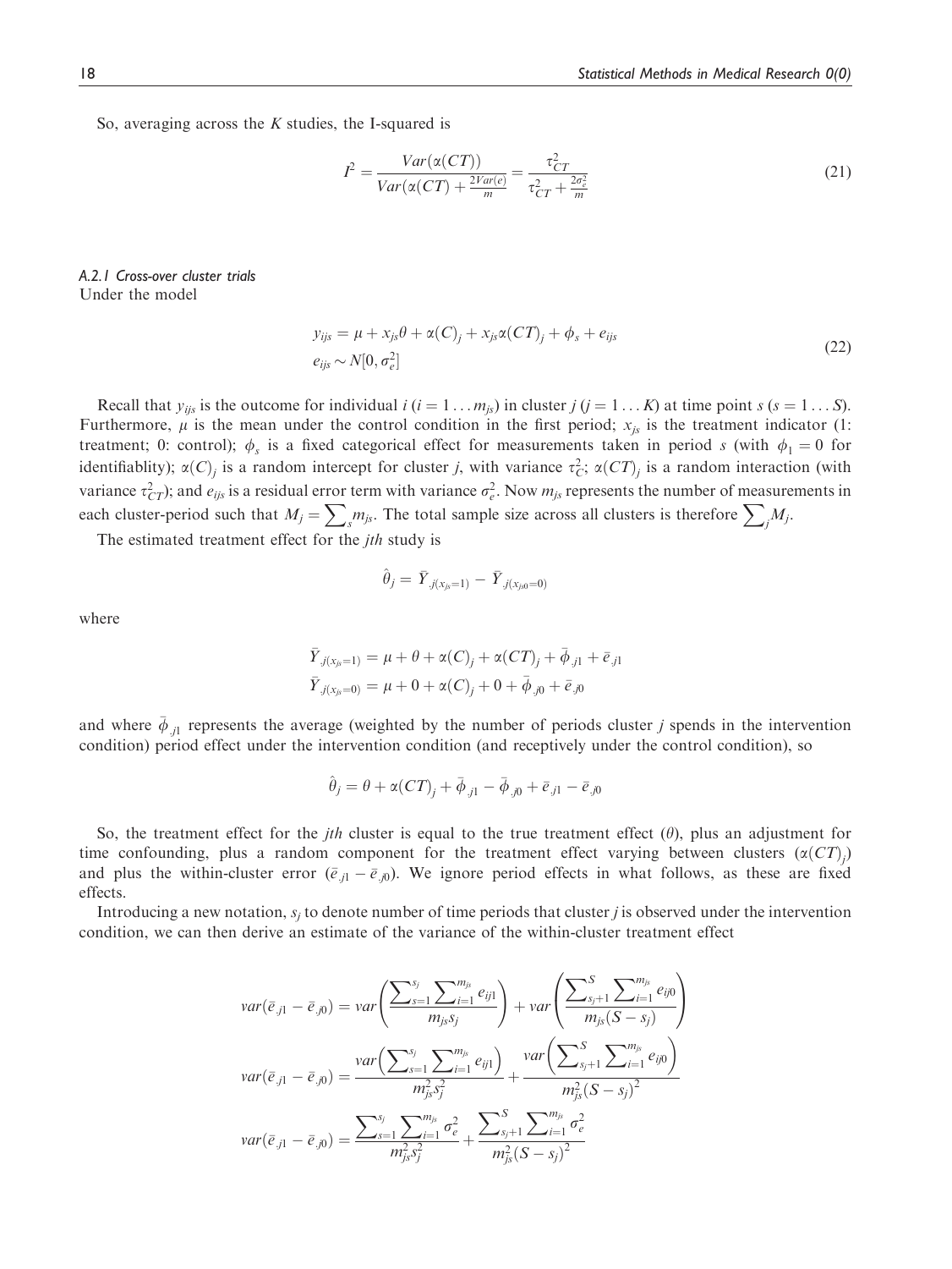So, averaging across the $K$ studies, the I-squared is

$$I^2 = \frac{Var(\alpha(CT))}{Var(\alpha(CT) + \frac{2Var(e)}{m}} = \frac{\tau_{CT}^2}{\tau_{CT}^2 + \frac{2\sigma_e^2}{m}} \tag{21}$$

### A.2.1 Cross-over cluster trials

Under the model

$$\begin{aligned} y_{ijs} &= \mu + x_{js}\theta + \alpha(C)_j + x_{js}\alpha(CT)_j + \phi_s + e_{ijs} \\ e_{ijs} &\sim N[0, \sigma_e^2] \end{aligned} \tag{22}$$

Recall that $y_{ijs}$ is the outcome for individual $i$ ($i = 1 \ldots m_{js}$) in cluster $j$ ($j = 1 \ldots K$) at time point $s$ ($s = 1 \ldots S$). Furthermore, $\mu$ is the mean under the control condition in the first period; $x_{js}$ is the treatment indicator (1: treatment; 0: control); $\phi_s$ is a fixed categorical effect for measurements taken in period $s$ (with $\phi_1 = 0$ for identifiablity); $\alpha(C)_j$ is a random intercept for cluster $j$, with variance $\tau_C^2$; $\alpha(CT)_j$ is a random interaction (with variance $\tau_{CT}^2$); and $e_{ijs}$ is a residual error term with variance $\sigma_e^2$. Now $m_{js}$ represents the number of measurements in each cluster-period such that $M_j = \sum_s m_{js}$. The total sample size across all clusters is therefore $\sum_j M_j$.

The estimated treatment effect for the $jth$ study is

$$\hat{\theta}_j = \bar{Y}_{.j(x_{js}=1)} - \bar{Y}_{.j(x_{js0}=0)}$$

where

$$\begin{aligned} \bar{Y}_{.j(x_{js}=1)} &= \mu + \theta + \alpha(C)_j + \alpha(CT)_j + \bar{\phi}_{.j1} + \bar{e}_{.j1} \\ \bar{Y}_{.j(x_{js}=0)} &= \mu + 0 + \alpha(C)_j + 0 + \bar{\phi}_{.j0} + \bar{e}_{.j0} \end{aligned}$$

and where $\bar{\phi}_{.j1}$ represents the average (weighted by the number of periods cluster $j$ spends in the intervention condition) period effect under the intervention condition (and receptively under the control condition), so

$$\hat{\theta}_j = \theta + \alpha(CT)_j + \bar{\phi}_{.j1} - \bar{\phi}_{.j0} + \bar{e}_{.j1} - \bar{e}_{.j0}$$

So, the treatment effect for the $jth$ cluster is equal to the true treatment effect ($\theta$), plus an adjustment for time confounding, plus a random component for the treatment effect varying between clusters ($\alpha(CT)_j$) and plus the within-cluster error ($\bar{e}_{.j1} - \bar{e}_{.j0}$). We ignore period effects in what follows, as these are fixed effects.

Introducing a new notation, $s_j$ to denote number of time periods that cluster $j$ is observed under the intervention condition, we can then derive an estimate of the variance of the within-cluster treatment effect

$$var(\bar{e}_{.j1} - \bar{e}_{.j0}) = var\left(\frac{\sum_{s=1}^{s_j}\sum_{i=1}^{m_{js}} e_{ij1}}{m_{js}s_j}\right) + var\left(\frac{\sum_{s_j+1}^{S}\sum_{i=1}^{m_{js}} e_{ij0}}{m_{js}(S - s_j)}\right)$$

$$var(\bar{e}_{.j1} - \bar{e}_{.j0}) = \frac{var\left(\sum_{s=1}^{s_j}\sum_{i=1}^{m_{js}} e_{ij1}\right)}{m_{js}^2 s_j^2} + \frac{var\left(\sum_{s_j+1}^{S}\sum_{i=1}^{m_{js}} e_{ij0}\right)}{m_{js}^2 (S - s_j)^2}$$

$$var(\bar{e}_{.j1} - \bar{e}_{.j0}) = \frac{\sum_{s=1}^{s_j}\sum_{i=1}^{m_{js}} \sigma_e^2}{m_{js}^2 s_j^2} + \frac{\sum_{s_j+1}^{S}\sum_{i=1}^{m_{js}} \sigma_e^2}{m_{js}^2 (S - s_j)^2}$$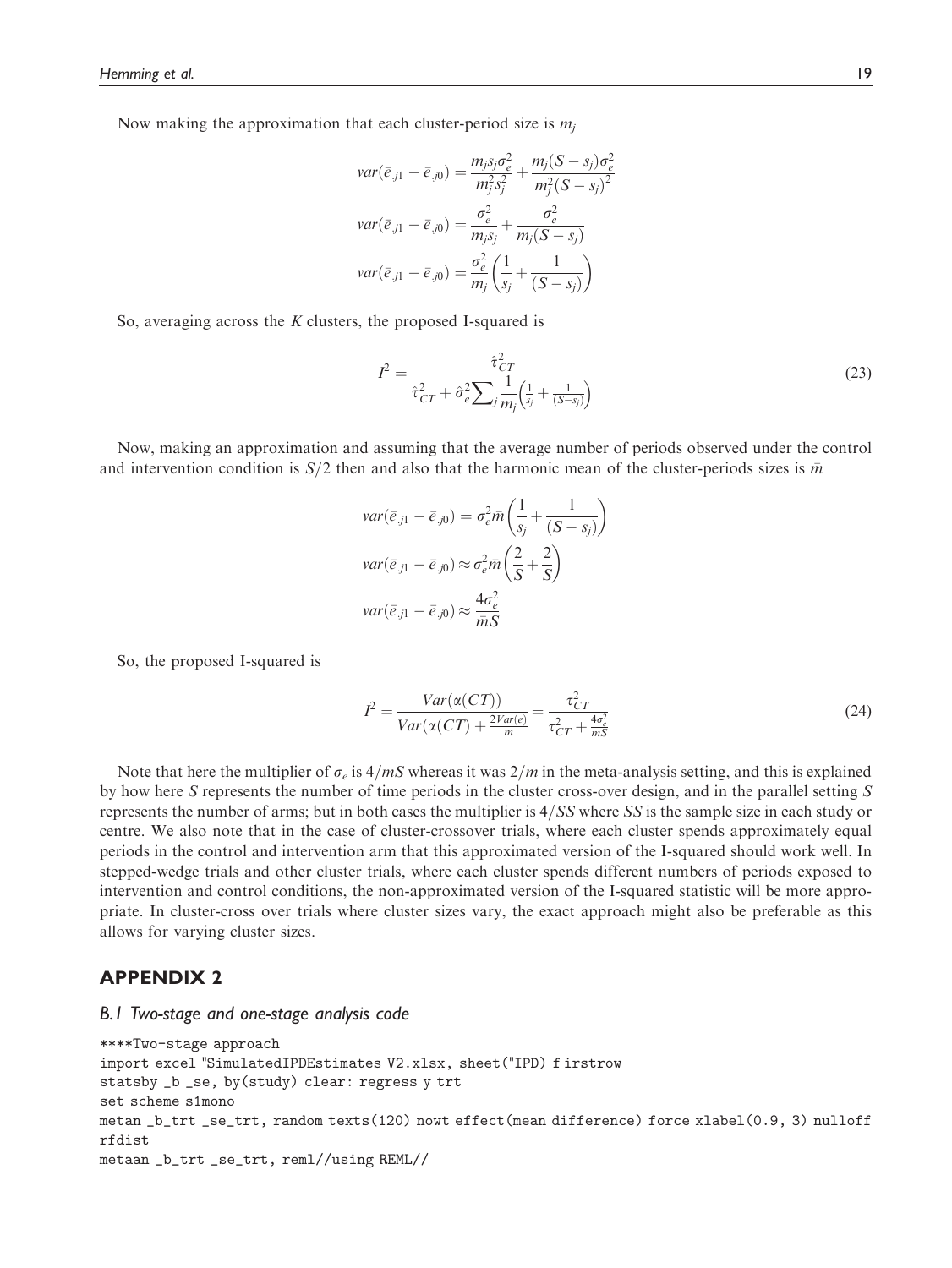Now making the approximation that each cluster-period size is $m_j$

$$var(\bar{e}_{.j1} - \bar{e}_{.j0}) = \frac{m_j s_j \sigma_e^2}{m_j^2 s_j^2} + \frac{m_j (S - s_j)\sigma_e^2}{m_j^2 (S - s_j)^2}$$

$$var(\bar{e}_{.j1} - \bar{e}_{.j0}) = \frac{\sigma_e^2}{m_j s_j} + \frac{\sigma_e^2}{m_j (S - s_j)}$$

$$var(\bar{e}_{.j1} - \bar{e}_{.j0}) = \frac{\sigma_e^2}{m_j}\left(\frac{1}{s_j} + \frac{1}{(S - s_j)}\right)$$

So, averaging across the $K$ clusters, the proposed I-squared is

$$I^2 = \frac{\hat{\tau}_{CT}^2}{\hat{\tau}_{CT}^2 + \hat{\sigma}_e^2 \sum_j \frac{1}{m_j}\left(\frac{1}{s_j} + \frac{1}{(S - s_j)}\right)} \tag{23}$$

Now, making an approximation and assuming that the average number of periods observed under the control and intervention condition is $S/2$ then and also that the harmonic mean of the cluster-periods sizes is $\bar{m}$

$$var(\bar{e}_{.j1} - \bar{e}_{.j0}) = \sigma_e^2 \bar{m}\left(\frac{1}{s_j} + \frac{1}{(S - s_j)}\right)$$

$$var(\bar{e}_{.j1} - \bar{e}_{.j0}) \approx \sigma_e^2 \bar{m}\left(\frac{2}{S} + \frac{2}{S}\right)$$

$$var(\bar{e}_{.j1} - \bar{e}_{.j0}) \approx \frac{4\sigma_e^2}{\bar{m}S}$$

So, the proposed I-squared is

$$I^2 = \frac{Var(\alpha(CT))}{Var(\alpha(CT) + \frac{2Var(e)}{m}} = \frac{\tau_{CT}^2}{\tau_{CT}^2 + \frac{4\sigma_e^2}{mS}} \tag{24}$$

Note that here the multiplier of $\sigma_e$ is $4/mS$ whereas it was $2/m$ in the meta-analysis setting, and this is explained by how here $S$ represents the number of time periods in the cluster cross-over design, and in the parallel setting $S$ represents the number of arms; but in both cases the multiplier is $4/SS$ where $SS$ is the sample size in each study or centre. We also note that in the case of cluster-crossover trials, where each cluster spends approximately equal periods in the control and intervention arm that this approximated version of the I-squared should work well. In stepped-wedge trials and other cluster trials, where each cluster spends different numbers of periods exposed to intervention and control conditions, the non-approximated version of the I-squared statistic will be more appropriate. In cluster-cross over trials where cluster sizes vary, the exact approach might also be preferable as this allows for varying cluster sizes.

## APPENDIX 2

### B.1 Two-stage and one-stage analysis code

```
****Two-stage approach
import excel "SimulatedIPDEstimates V2.xlsx, sheet("IPD) f irstrow
statsby _b _se, by(study) clear: regress y trt
set scheme s1mono
metan _b_trt _se_trt, random texts(120) nowt effect(mean difference) force xlabel(0.9, 3) nulloff
rfdist
metaan _b_trt _se_trt, reml//using REML//
```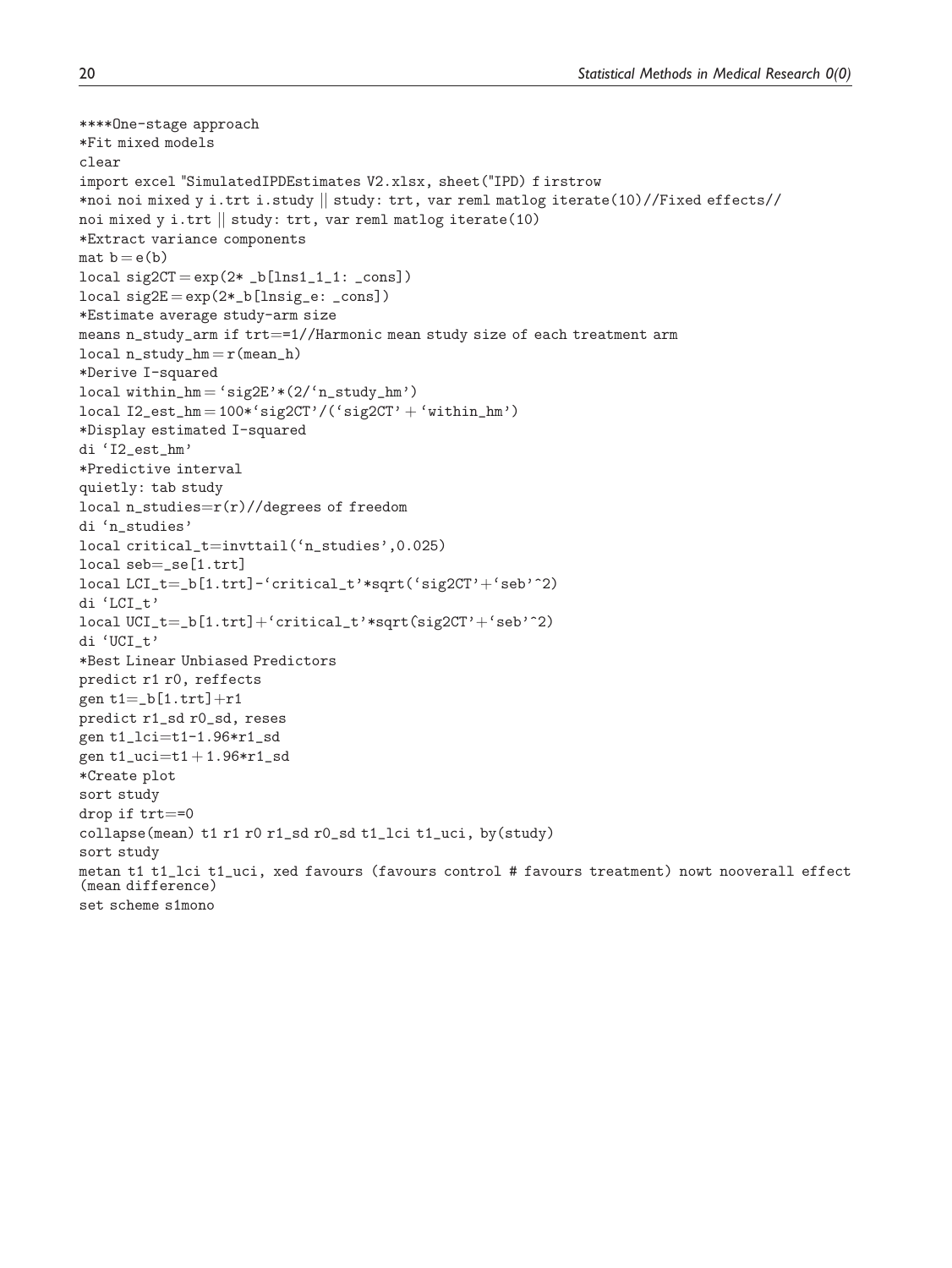```
****One-stage approach
*Fit mixed models
clear
import excel "SimulatedIPDEstimates V2.xlsx, sheet("IPD) f irstrow
*noi noi mixed y i.trt i.study || study: trt, var reml matlog iterate(10)//Fixed effects//
noi mixed y i.trt || study: trt, var reml matlog iterate(10)
*Extract variance components
mat b = e(b)
local sig2CT = exp(2* _b[lns1_1_1: _cons])
local sig2E = exp(2*_b[lnsig_e: _cons])
*Estimate average study-arm size
means n_study_arm if trt==1//Harmonic mean study size of each treatment arm
local n_study_hm = r(mean_h)
*Derive I-squared
local within_hm = 'sig2E'*(2/'n_study_hm')
local I2_est_hm = 100*'sig2CT'/('sig2CT' + 'within_hm')
*Display estimated I-squared
di 'I2_est_hm'
*Predictive interval
quietly: tab study
local n_studies=r(r)//degrees of freedom
di 'n_studies'
local critical_t=invttail('n_studies',0.025)
local seb=_se[1.trt]
local LCI_t=_b[1.trt]-'critical_t'*sqrt('sig2CT'+'seb'^2)
di 'LCI_t'
local UCI_t=_b[1.trt]+'critical_t'*sqrt(sig2CT'+'seb'^2)
di 'UCI_t'
*Best Linear Unbiased Predictors
predict r1 r0, reffects
gen t1=_b[1.trt]+r1
predict r1_sd r0_sd, reses
gen t1_lci=t1-1.96*r1_sd
gen t1_uci=t1 + 1.96*r1_sd
*Create plot
sort study
drop if trt==0
collapse(mean) t1 r1 r0 r1_sd r0_sd t1_lci t1_uci, by(study)
sort study
metan t1 t1_lci t1_uci, xed favours (favours control # favours treatment) nowt nooverall effect
(mean difference)
set scheme s1mono
```